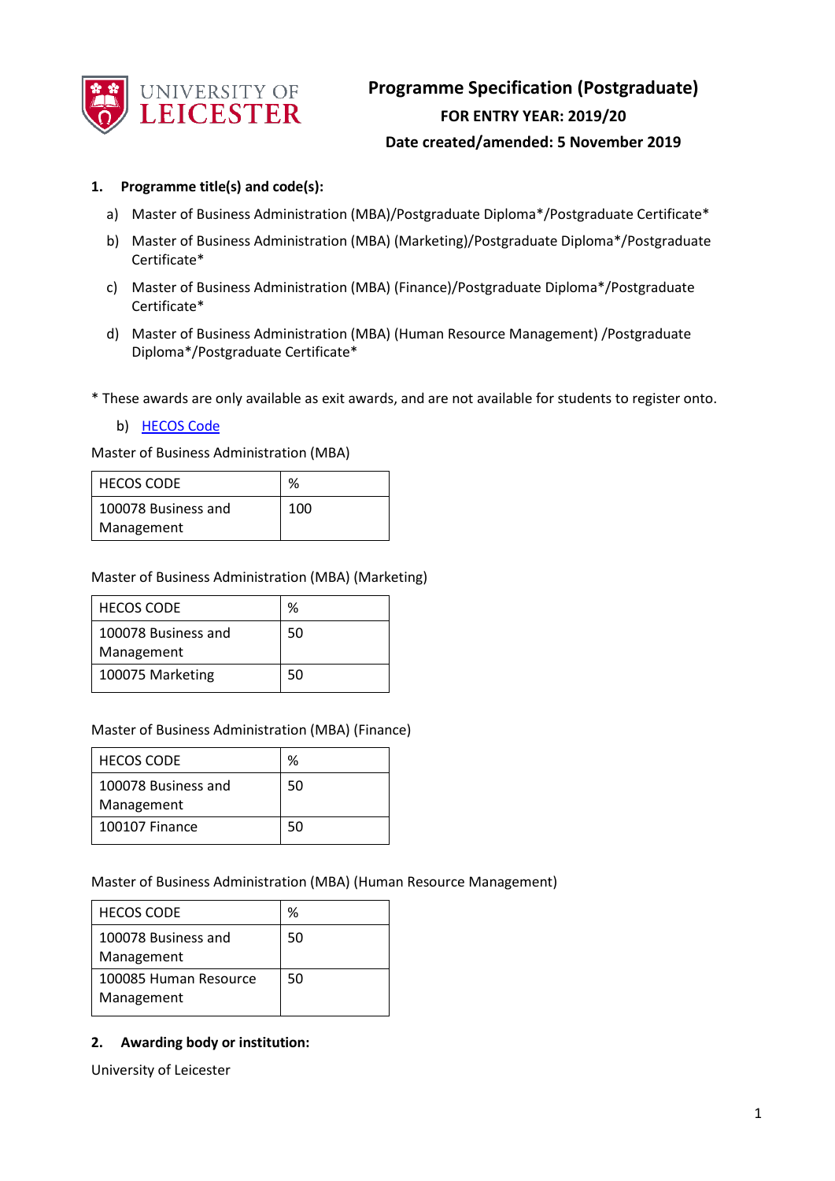# Programme Specification (Postgraduate)

**FOR ENTRY YEAR: 2019/20**

**Date created/amended: 5 November 2019**

1. **Programme title(s) and code(s):**

   a) Master of Business Administration (MBA)/Postgraduate Diploma*/Postgraduate Certificate*

   b) Master of Business Administration (MBA) (Marketing)/Postgraduate Diploma*/Postgraduate Certificate*

   c) Master of Business Administration (MBA) (Finance)/Postgraduate Diploma*/Postgraduate Certificate*

   d) Master of Business Administration (MBA) (Human Resource Management) /Postgraduate Diploma*/Postgraduate Certificate*

* These awards are only available as exit awards, and are not available for students to register onto.

   b) HECOS Code

Master of Business Administration (MBA)

| HECOS CODE | % |
|---|---|
| 100078 Business and Management | 100 |

Master of Business Administration (MBA) (Marketing)

| HECOS CODE | % |
|---|---|
| 100078 Business and Management | 50 |
| 100075 Marketing | 50 |

Master of Business Administration (MBA) (Finance)

| HECOS CODE | % |
|---|---|
| 100078 Business and Management | 50 |
| 100107 Finance | 50 |

Master of Business Administration (MBA) (Human Resource Management)

| HECOS CODE | % |
|---|---|
| 100078 Business and Management | 50 |
| 100085 Human Resource Management | 50 |

2. **Awarding body or institution:**

University of Leicester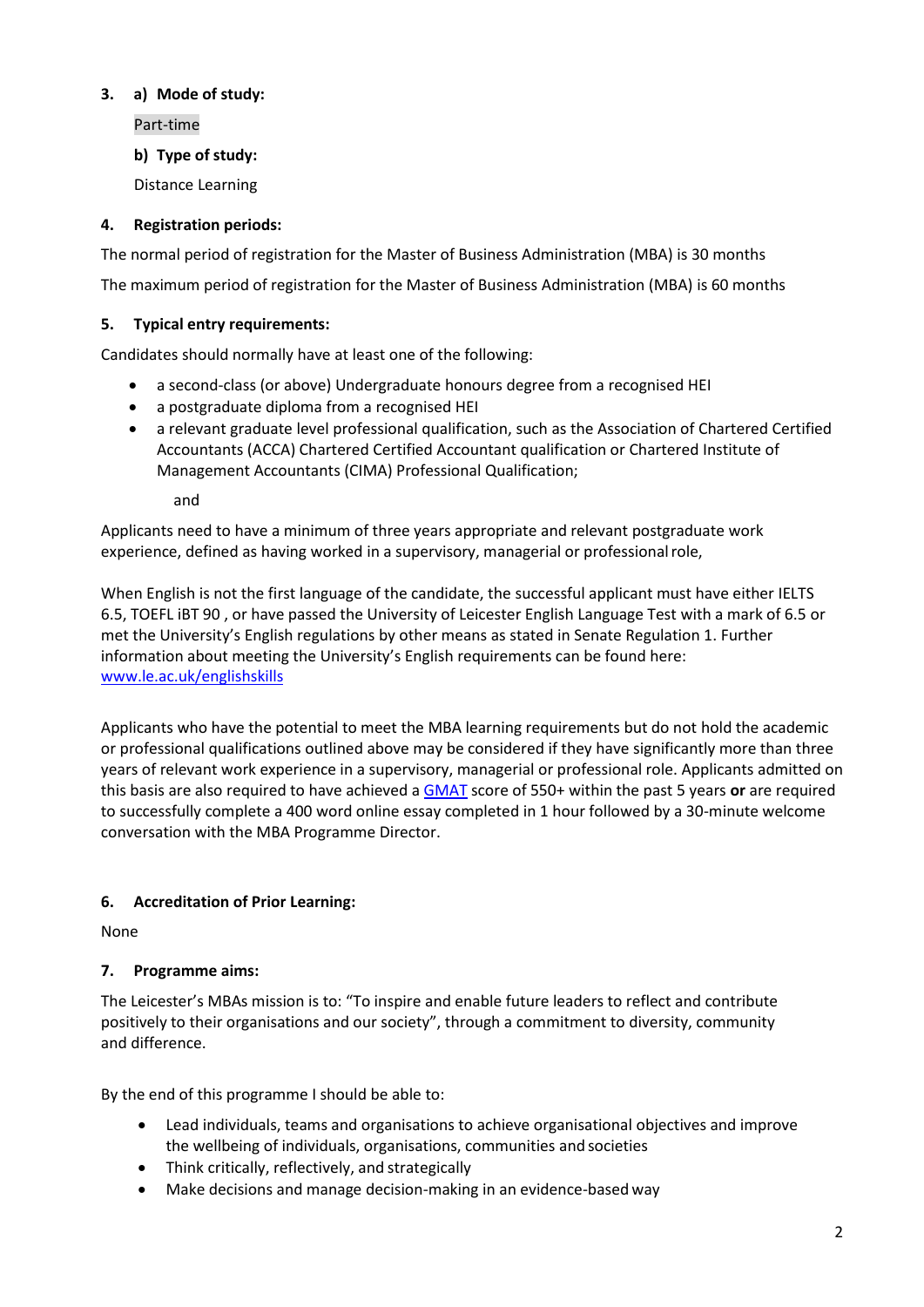**3. a) Mode of study:**

Part-time

**b) Type of study:**

Distance Learning

**4. Registration periods:**

The normal period of registration for the Master of Business Administration (MBA) is 30 months

The maximum period of registration for the Master of Business Administration (MBA) is 60 months

**5. Typical entry requirements:**

Candidates should normally have at least one of the following:

- a second-class (or above) Undergraduate honours degree from a recognised HEI
- a postgraduate diploma from a recognised HEI
- a relevant graduate level professional qualification, such as the Association of Chartered Certified Accountants (ACCA) Chartered Certified Accountant qualification or Chartered Institute of Management Accountants (CIMA) Professional Qualification;

  and

Applicants need to have a minimum of three years appropriate and relevant postgraduate work experience, defined as having worked in a supervisory, managerial or professional role,

When English is not the first language of the candidate, the successful applicant must have either IELTS 6.5, TOEFL iBT 90 , or have passed the University of Leicester English Language Test with a mark of 6.5 or met the University's English regulations by other means as stated in Senate Regulation 1. Further information about meeting the University's English requirements can be found here: www.le.ac.uk/englishskills

Applicants who have the potential to meet the MBA learning requirements but do not hold the academic or professional qualifications outlined above may be considered if they have significantly more than three years of relevant work experience in a supervisory, managerial or professional role. Applicants admitted on this basis are also required to have achieved a GMAT score of 550+ within the past 5 years **or** are required to successfully complete a 400 word online essay completed in 1 hour followed by a 30-minute welcome conversation with the MBA Programme Director.

**6. Accreditation of Prior Learning:**

None

**7. Programme aims:**

The Leicester's MBAs mission is to: "To inspire and enable future leaders to reflect and contribute positively to their organisations and our society", through a commitment to diversity, community and difference.

By the end of this programme I should be able to:

- Lead individuals, teams and organisations to achieve organisational objectives and improve the wellbeing of individuals, organisations, communities and societies
- Think critically, reflectively, and strategically
- Make decisions and manage decision-making in an evidence-based way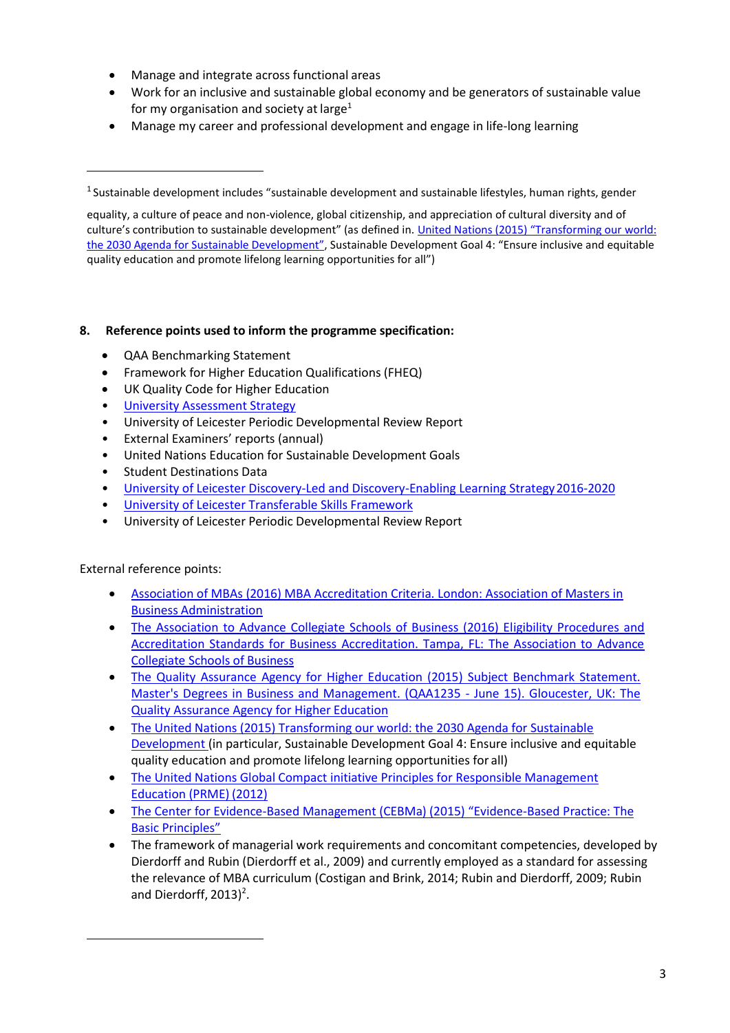- Manage and integrate across functional areas
- Work for an inclusive and sustainable global economy and be generators of sustainable value for my organisation and society at large[1]
- Manage my career and professional development and engage in life-long learning

[1] Sustainable development includes "sustainable development and sustainable lifestyles, human rights, gender equality, a culture of peace and non-violence, global citizenship, and appreciation of cultural diversity and of culture's contribution to sustainable development" (as defined in. United Nations (2015) "Transforming our world: the 2030 Agenda for Sustainable Development", Sustainable Development Goal 4: "Ensure inclusive and equitable quality education and promote lifelong learning opportunities for all")

**8. Reference points used to inform the programme specification:**

- QAA Benchmarking Statement
- Framework for Higher Education Qualifications (FHEQ)
- UK Quality Code for Higher Education
- University Assessment Strategy
- University of Leicester Periodic Developmental Review Report
- External Examiners' reports (annual)
- United Nations Education for Sustainable Development Goals
- Student Destinations Data
- University of Leicester Discovery-Led and Discovery-Enabling Learning Strategy 2016-2020
- University of Leicester Transferable Skills Framework
- University of Leicester Periodic Developmental Review Report

External reference points:

- Association of MBAs (2016) MBA Accreditation Criteria. London: Association of Masters in Business Administration
- The Association to Advance Collegiate Schools of Business (2016) Eligibility Procedures and Accreditation Standards for Business Accreditation. Tampa, FL: The Association to Advance Collegiate Schools of Business
- The Quality Assurance Agency for Higher Education (2015) Subject Benchmark Statement. Master's Degrees in Business and Management. (QAA1235 - June 15). Gloucester, UK: The Quality Assurance Agency for Higher Education
- The United Nations (2015) Transforming our world: the 2030 Agenda for Sustainable Development (in particular, Sustainable Development Goal 4: Ensure inclusive and equitable quality education and promote lifelong learning opportunities for all)
- The United Nations Global Compact initiative Principles for Responsible Management Education (PRME) (2012)
- The Center for Evidence-Based Management (CEBMa) (2015) "Evidence-Based Practice: The Basic Principles"
- The framework of managerial work requirements and concomitant competencies, developed by Dierdorff and Rubin (Dierdorff et al., 2009) and currently employed as a standard for assessing the relevance of MBA curriculum (Costigan and Brink, 2014; Rubin and Dierdorff, 2009; Rubin and Dierdorff, 2013)[2].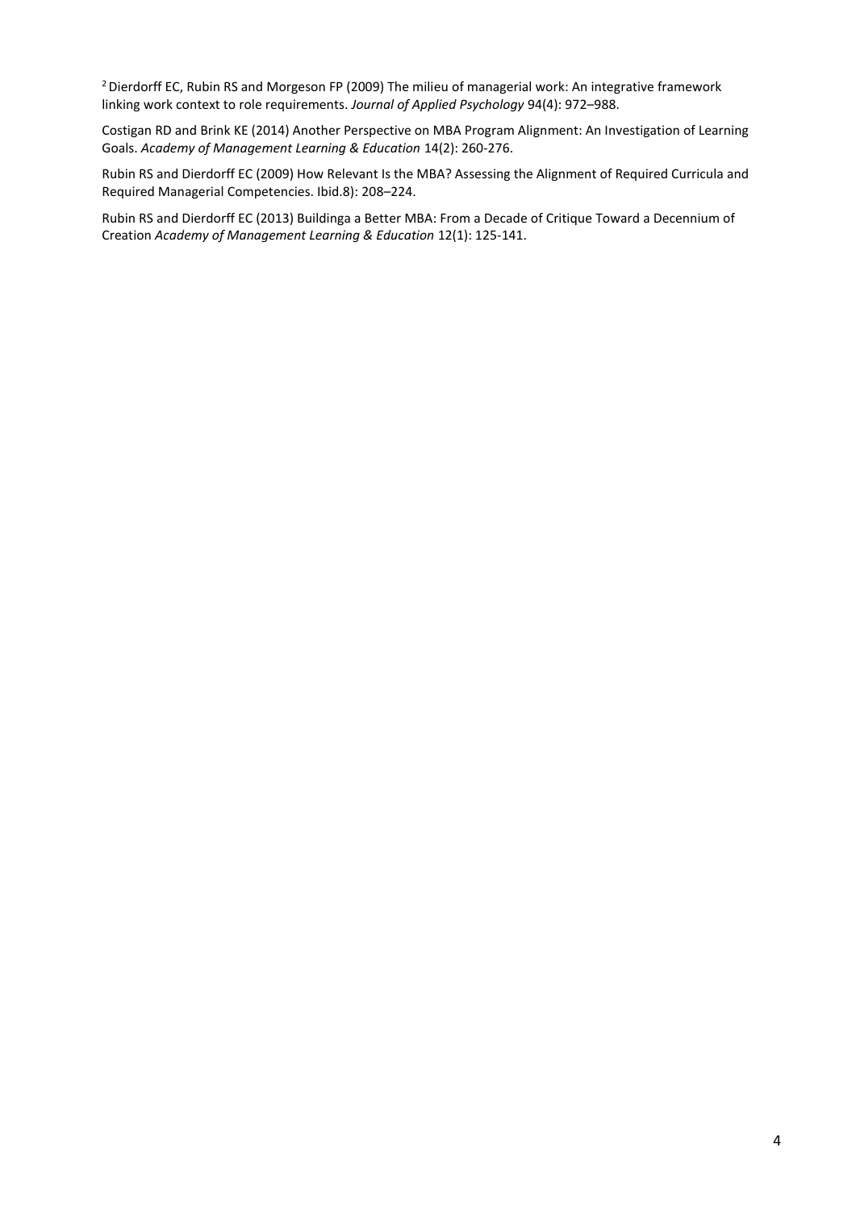[2] Dierdorff EC, Rubin RS and Morgeson FP (2009) The milieu of managerial work: An integrative framework linking work context to role requirements. *Journal of Applied Psychology* 94(4): 972–988.

Costigan RD and Brink KE (2014) Another Perspective on MBA Program Alignment: An Investigation of Learning Goals. *Academy of Management Learning & Education* 14(2): 260-276.

Rubin RS and Dierdorff EC (2009) How Relevant Is the MBA? Assessing the Alignment of Required Curricula and Required Managerial Competencies. Ibid.8): 208–224.

Rubin RS and Dierdorff EC (2013) Buildinga a Better MBA: From a Decade of Critique Toward a Decennium of Creation *Academy of Management Learning & Education* 12(1): 125-141.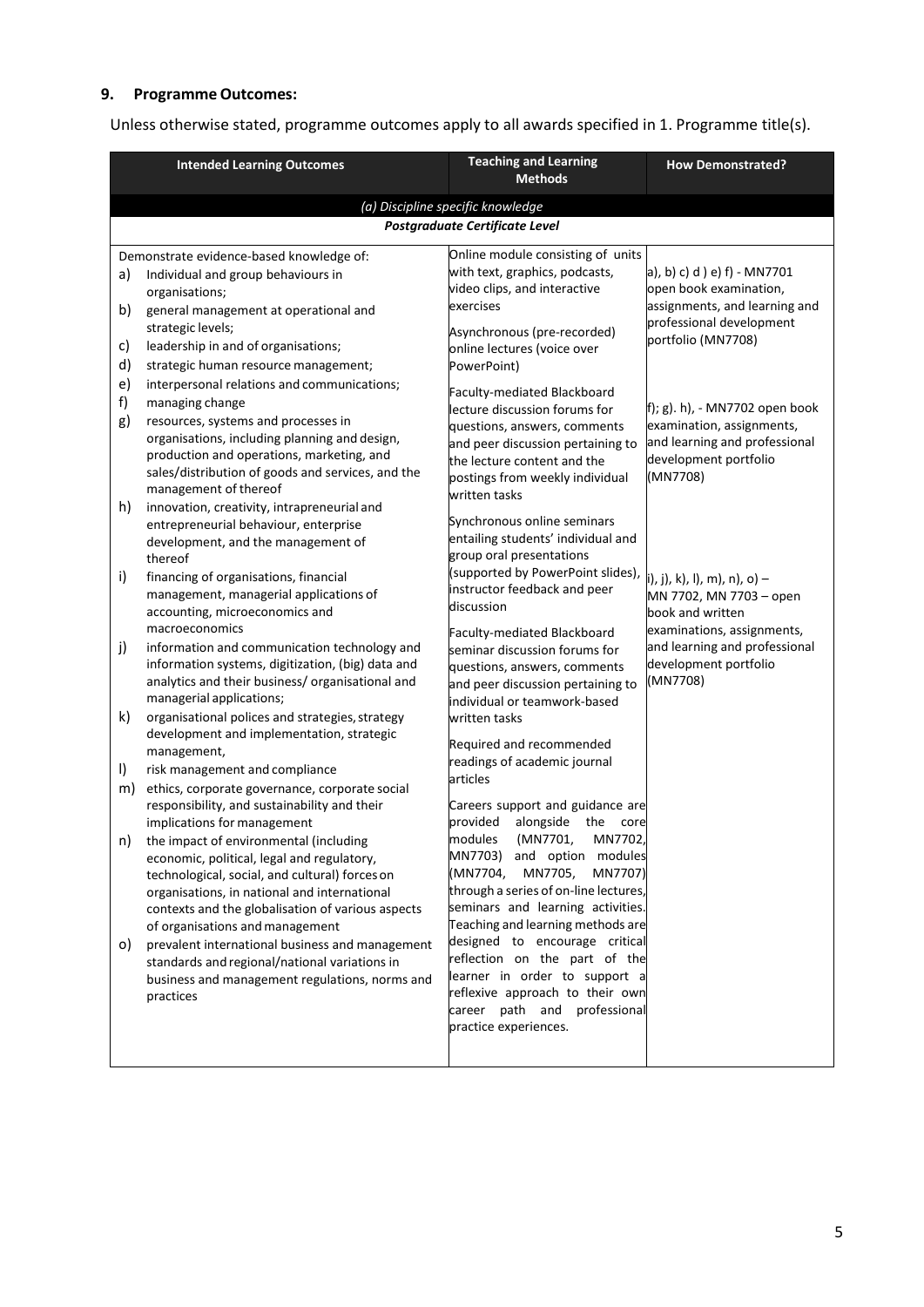## 9. Programme Outcomes:

Unless otherwise stated, programme outcomes apply to all awards specified in 1. Programme title(s).

| Intended Learning Outcomes | Teaching and Learning Methods | How Demonstrated? |
|---|---|---|
| *(a) Discipline specific knowledge* | | |
| ***Postgraduate Certificate Level*** | | |
| Demonstrate evidence-based knowledge of:<br>a) Individual and group behaviours in organisations;<br>b) general management at operational and strategic levels;<br>c) leadership in and of organisations;<br>d) strategic human resource management;<br>e) interpersonal relations and communications;<br>f) managing change<br>g) resources, systems and processes in organisations, including planning and design, production and operations, marketing, and sales/distribution of goods and services, and the management of thereof<br>h) innovation, creativity, intrapreneurial and entrepreneurial behaviour, enterprise development, and the management of thereof<br>i) financing of organisations, financial management, managerial applications of accounting, microeconomics and macroeconomics<br>j) information and communication technology and information systems, digitization, (big) data and analytics and their business/ organisational and managerial applications;<br>k) organisational polices and strategies, strategy development and implementation, strategic management,<br>l) risk management and compliance<br>m) ethics, corporate governance, corporate social responsibility, and sustainability and their implications for management<br>n) the impact of environmental (including economic, political, legal and regulatory, technological, social, and cultural) forces on organisations, in national and international contexts and the globalisation of various aspects of organisations and management<br>o) prevalent international business and management standards and regional/national variations in business and management regulations, norms and practices | Online module consisting of units with text, graphics, podcasts, video clips, and interactive exercises<br><br>Asynchronous (pre-recorded) online lectures (voice over PowerPoint)<br><br>Faculty-mediated Blackboard lecture discussion forums for questions, answers, comments and peer discussion pertaining to the lecture content and the postings from weekly individual written tasks<br><br>Synchronous online seminars entailing students' individual and group oral presentations (supported by PowerPoint slides), instructor feedback and peer discussion<br><br>Faculty-mediated Blackboard seminar discussion forums for questions, answers, comments and peer discussion pertaining to individual or teamwork-based written tasks<br><br>Required and recommended readings of academic journal articles<br><br>Careers support and guidance are provided alongside the core modules (MN7701, MN7702, MN7703) and option modules (MN7704, MN7705, MN7707) through a series of on-line lectures, seminars and learning activities. Teaching and learning methods are designed to encourage critical reflection on the part of the learner in order to support a reflexive approach to their own career path and professional practice experiences. | a), b) c) d ) e) f) - MN7701 open book examination, assignments, and learning and professional development portfolio (MN7708)<br><br>f); g). h), - MN7702 open book examination, assignments, and learning and professional development portfolio (MN7708)<br><br>i), j), k), l), m), n), o) – MN 7702, MN 7703 – open book and written examinations, assignments, and learning and professional development portfolio (MN7708) |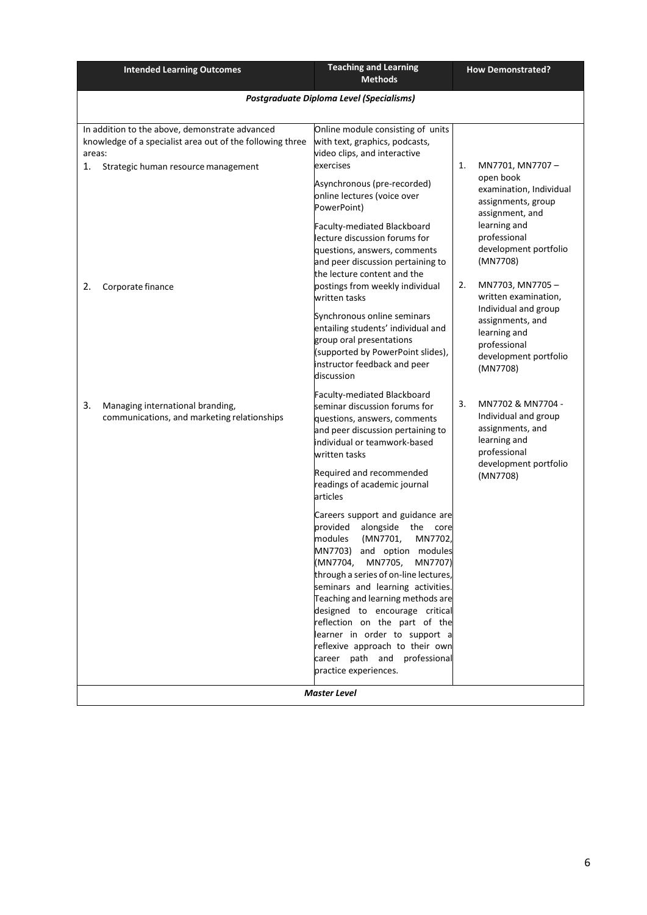| Intended Learning Outcomes | Teaching and Learning Methods | How Demonstrated? |
|---|---|---|
| ***Postgraduate Diploma Level (Specialisms)*** | | |
| In addition to the above, demonstrate advanced knowledge of a specialist area out of the following three areas:<br>1. Strategic human resource management<br><br>2. Corporate finance<br><br>3. Managing international branding, communications, and marketing relationships | Online module consisting of units with text, graphics, podcasts, video clips, and interactive exercises<br><br>Asynchronous (pre-recorded) online lectures (voice over PowerPoint)<br><br>Faculty-mediated Blackboard lecture discussion forums for questions, answers, comments and peer discussion pertaining to the lecture content and the postings from weekly individual written tasks<br><br>Synchronous online seminars entailing students' individual and group oral presentations (supported by PowerPoint slides), instructor feedback and peer discussion<br><br>Faculty-mediated Blackboard seminar discussion forums for questions, answers, comments and peer discussion pertaining to individual or teamwork-based written tasks<br><br>Required and recommended readings of academic journal articles<br><br>Careers support and guidance are provided alongside the core modules (MN7701, MN7702, MN7703) and option modules (MN7704, MN7705, MN7707) through a series of on-line lectures, seminars and learning activities. Teaching and learning methods are designed to encourage critical reflection on the part of the learner in order to support a reflexive approach to their own career path and professional practice experiences. | 1. MN7701, MN7707 – open book examination, Individual assignments, group assignment, and learning and professional development portfolio (MN7708)<br><br>2. MN7703, MN7705 – written examination, Individual and group assignments, and learning and professional development portfolio (MN7708)<br><br>3. MN7702 & MN7704 - Individual and group assignments, and learning and professional development portfolio (MN7708) |
| ***Master Level*** | | |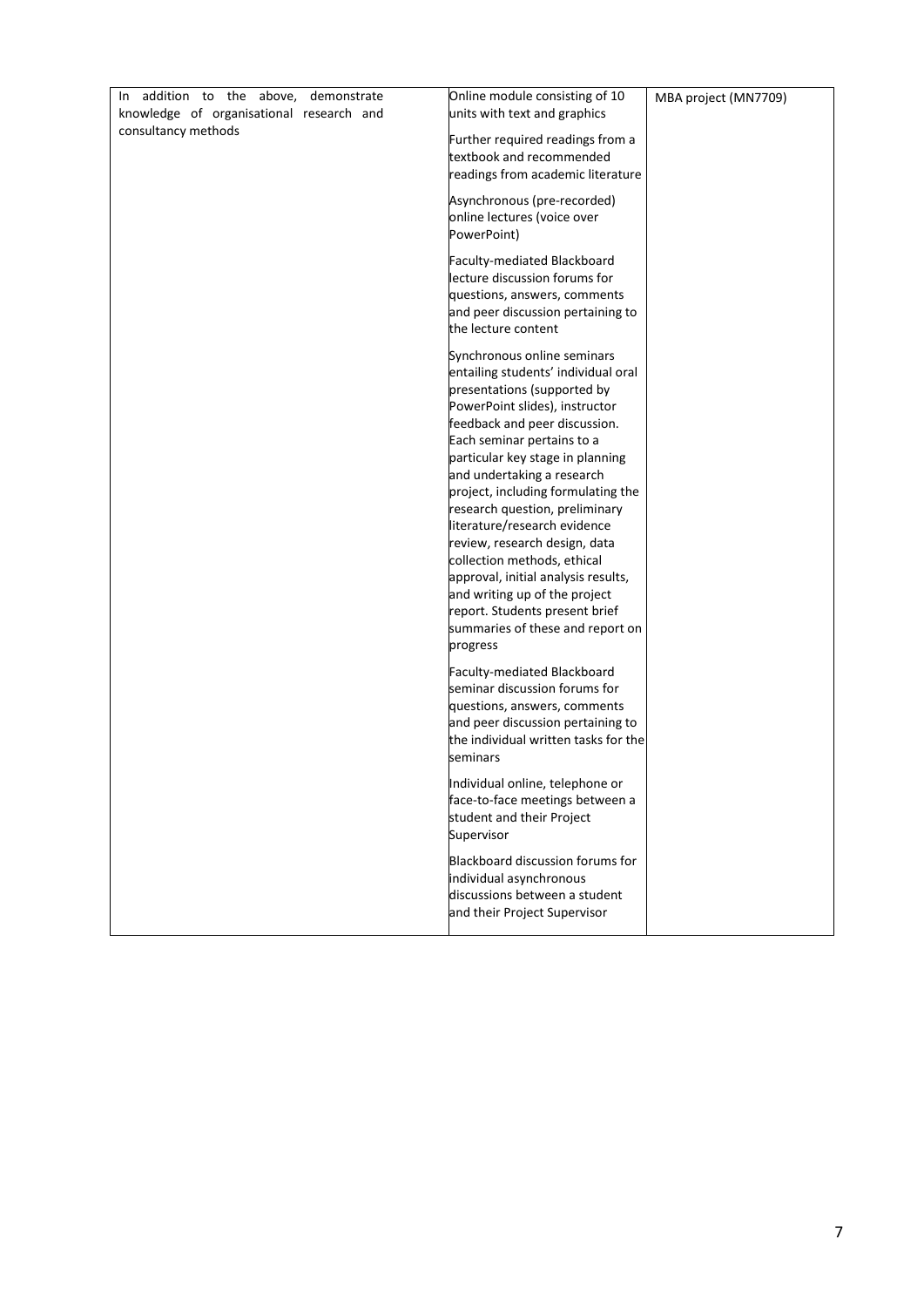| | | |
|---|---|---|
| In addition to the above, demonstrate knowledge of organisational research and consultancy methods | Online module consisting of 10 units with text and graphics<br><br>Further required readings from a textbook and recommended readings from academic literature<br><br>Asynchronous (pre-recorded) online lectures (voice over PowerPoint)<br><br>Faculty-mediated Blackboard lecture discussion forums for questions, answers, comments and peer discussion pertaining to the lecture content<br><br>Synchronous online seminars entailing students' individual oral presentations (supported by PowerPoint slides), instructor feedback and peer discussion. Each seminar pertains to a particular key stage in planning and undertaking a research project, including formulating the research question, preliminary literature/research evidence review, research design, data collection methods, ethical approval, initial analysis results, and writing up of the project report. Students present brief summaries of these and report on progress<br><br>Faculty-mediated Blackboard seminar discussion forums for questions, answers, comments and peer discussion pertaining to the individual written tasks for the seminars<br><br>Individual online, telephone or face-to-face meetings between a student and their Project Supervisor<br><br>Blackboard discussion forums for individual asynchronous discussions between a student and their Project Supervisor | MBA project (MN7709) |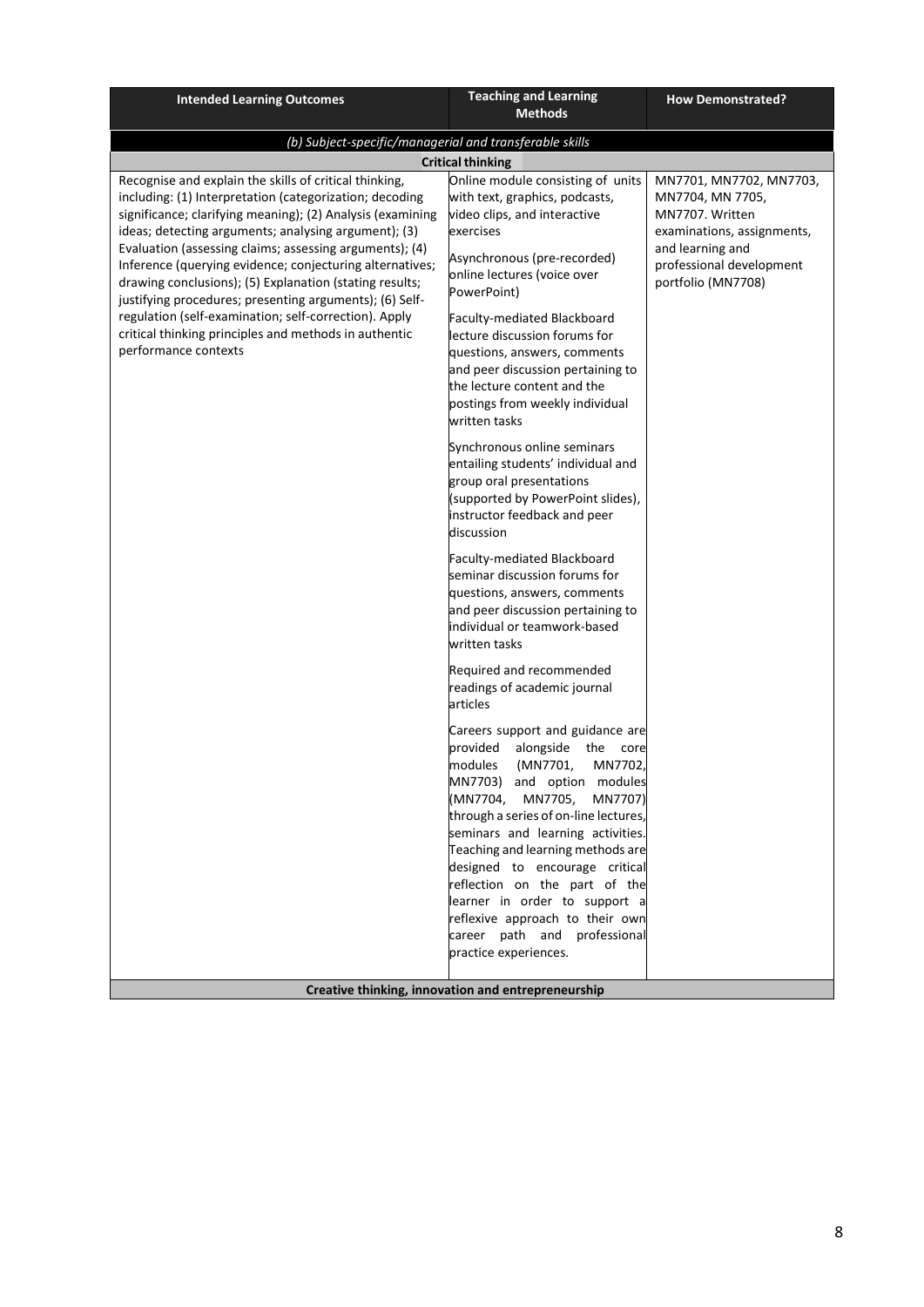| Intended Learning Outcomes | Teaching and Learning Methods | How Demonstrated? |
|---|---|---|
| *(b) Subject-specific/managerial and transferable skills* | | |
| **Critical thinking** | | |
| Recognise and explain the skills of critical thinking, including: (1) Interpretation (categorization; decoding significance; clarifying meaning); (2) Analysis (examining ideas; detecting arguments; analysing argument); (3) Evaluation (assessing claims; assessing arguments); (4) Inference (querying evidence; conjecturing alternatives; drawing conclusions); (5) Explanation (stating results; justifying procedures; presenting arguments); (6) Self-regulation (self-examination; self-correction). Apply critical thinking principles and methods in authentic performance contexts | Online module consisting of units with text, graphics, podcasts, video clips, and interactive exercises<br><br>Asynchronous (pre-recorded) online lectures (voice over PowerPoint)<br><br>Faculty-mediated Blackboard lecture discussion forums for questions, answers, comments and peer discussion pertaining to the lecture content and the postings from weekly individual written tasks<br><br>Synchronous online seminars entailing students' individual and group oral presentations (supported by PowerPoint slides), instructor feedback and peer discussion<br><br>Faculty-mediated Blackboard seminar discussion forums for questions, answers, comments and peer discussion pertaining to individual or teamwork-based written tasks<br><br>Required and recommended readings of academic journal articles<br><br>Careers support and guidance are provided alongside the core modules (MN7701, MN7702, MN7703) and option modules (MN7704, MN7705, MN7707) through a series of on-line lectures, seminars and learning activities. Teaching and learning methods are designed to encourage critical reflection on the part of the learner in order to support a reflexive approach to their own career path and professional practice experiences. | MN7701, MN7702, MN7703, MN7704, MN 7705, MN7707. Written examinations, assignments, and learning and professional development portfolio (MN7708) |
| **Creative thinking, innovation and entrepreneurship** | | |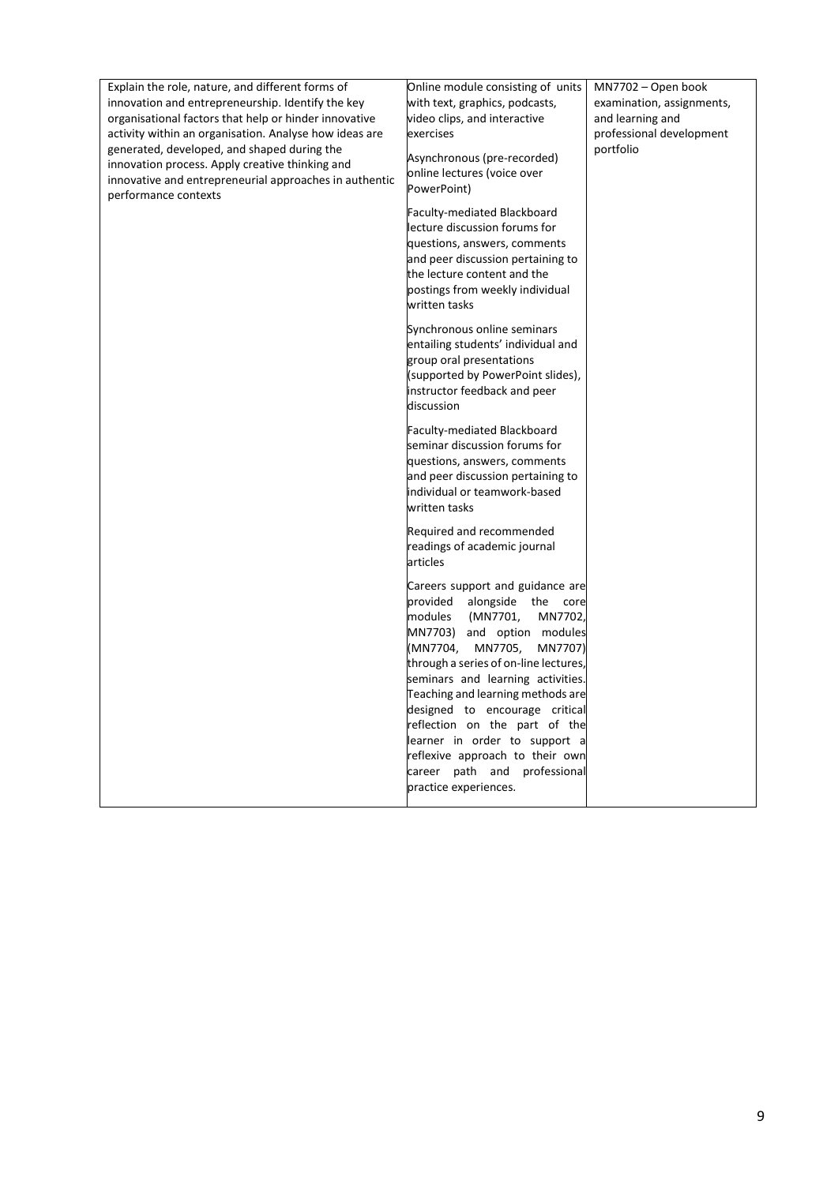| | | |
|---|---|---|
| Explain the role, nature, and different forms of innovation and entrepreneurship. Identify the key organisational factors that help or hinder innovative activity within an organisation. Analyse how ideas are generated, developed, and shaped during the innovation process. Apply creative thinking and innovative and entrepreneurial approaches in authentic performance contexts | Online module consisting of units with text, graphics, podcasts, video clips, and interactive exercises<br><br>Asynchronous (pre-recorded) online lectures (voice over PowerPoint)<br><br>Faculty-mediated Blackboard lecture discussion forums for questions, answers, comments and peer discussion pertaining to the lecture content and the postings from weekly individual written tasks<br><br>Synchronous online seminars entailing students' individual and group oral presentations (supported by PowerPoint slides), instructor feedback and peer discussion<br><br>Faculty-mediated Blackboard seminar discussion forums for questions, answers, comments and peer discussion pertaining to individual or teamwork-based written tasks<br><br>Required and recommended readings of academic journal articles<br><br>Careers support and guidance are provided alongside the core modules (MN7701, MN7702, MN7703) and option modules (MN7704, MN7705, MN7707) through a series of on-line lectures, seminars and learning activities. Teaching and learning methods are designed to encourage critical reflection on the part of the learner in order to support a reflexive approach to their own career path and professional practice experiences. | MN7702 – Open book examination, assignments, and learning and professional development portfolio |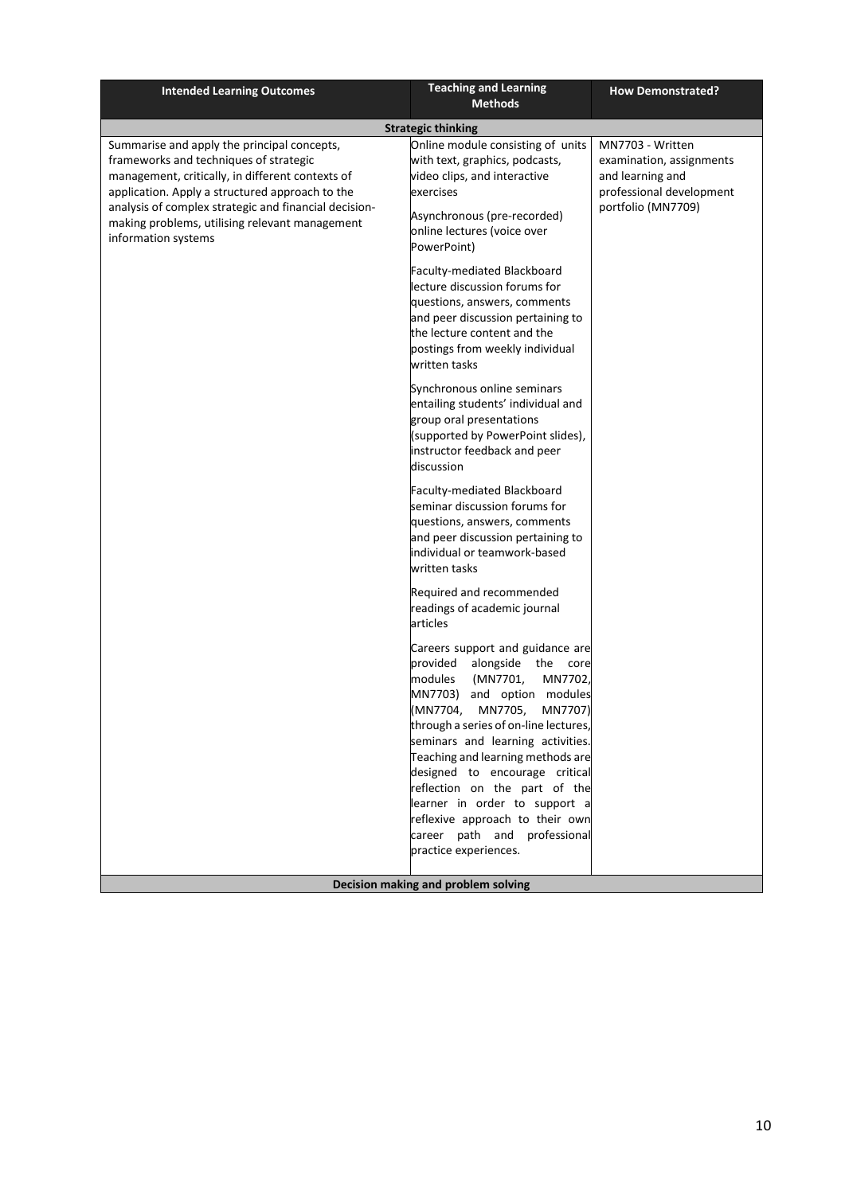| Intended Learning Outcomes | Teaching and Learning Methods | How Demonstrated? |
|---|---|---|
| **Strategic thinking** | | |
| Summarise and apply the principal concepts, frameworks and techniques of strategic management, critically, in different contexts of application. Apply a structured approach to the analysis of complex strategic and financial decision-making problems, utilising relevant management information systems | Online module consisting of units with text, graphics, podcasts, video clips, and interactive exercises<br><br>Asynchronous (pre-recorded) online lectures (voice over PowerPoint)<br><br>Faculty-mediated Blackboard lecture discussion forums for questions, answers, comments and peer discussion pertaining to the lecture content and the postings from weekly individual written tasks<br><br>Synchronous online seminars entailing students' individual and group oral presentations (supported by PowerPoint slides), instructor feedback and peer discussion<br><br>Faculty-mediated Blackboard seminar discussion forums for questions, answers, comments and peer discussion pertaining to individual or teamwork-based written tasks<br><br>Required and recommended readings of academic journal articles<br><br>Careers support and guidance are provided alongside the core modules (MN7701, MN7702, MN7703) and option modules (MN7704, MN7705, MN7707) through a series of on-line lectures, seminars and learning activities. Teaching and learning methods are designed to encourage critical reflection on the part of the learner in order to support a reflexive approach to their own career path and professional practice experiences. | MN7703 - Written examination, assignments and learning and professional development portfolio (MN7709) |
| **Decision making and problem solving** | | |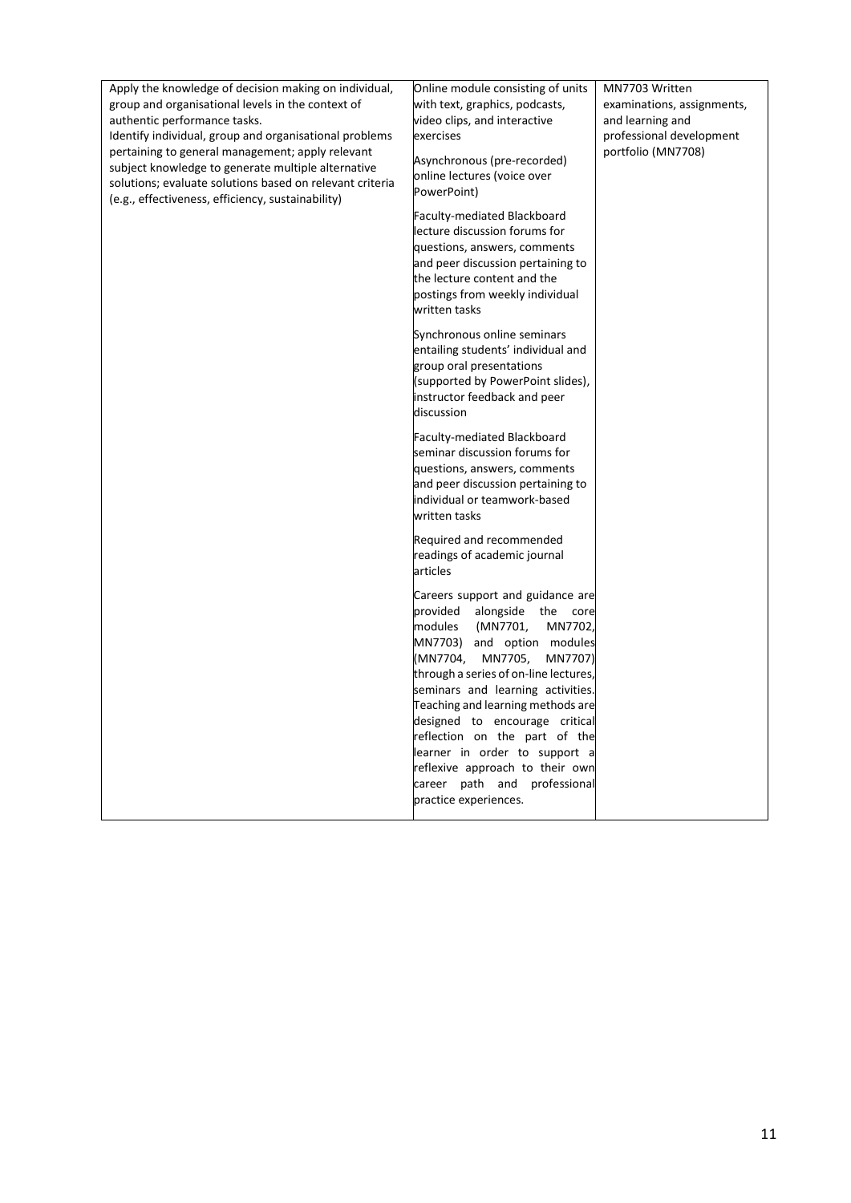| | | |
|---|---|---|
| Apply the knowledge of decision making on individual, group and organisational levels in the context of authentic performance tasks.<br>Identify individual, group and organisational problems pertaining to general management; apply relevant subject knowledge to generate multiple alternative solutions; evaluate solutions based on relevant criteria (e.g., effectiveness, efficiency, sustainability) | Online module consisting of units with text, graphics, podcasts, video clips, and interactive exercises<br><br>Asynchronous (pre-recorded) online lectures (voice over PowerPoint)<br><br>Faculty-mediated Blackboard lecture discussion forums for questions, answers, comments and peer discussion pertaining to the lecture content and the postings from weekly individual written tasks<br><br>Synchronous online seminars entailing students' individual and group oral presentations (supported by PowerPoint slides), instructor feedback and peer discussion<br><br>Faculty-mediated Blackboard seminar discussion forums for questions, answers, comments and peer discussion pertaining to individual or teamwork-based written tasks<br><br>Required and recommended readings of academic journal articles<br><br>Careers support and guidance are provided alongside the core modules (MN7701, MN7702, MN7703) and option modules (MN7704, MN7705, MN7707) through a series of on-line lectures, seminars and learning activities. Teaching and learning methods are designed to encourage critical reflection on the part of the learner in order to support a reflexive approach to their own career path and professional practice experiences. | MN7703 Written examinations, assignments, and learning and professional development portfolio (MN7708) |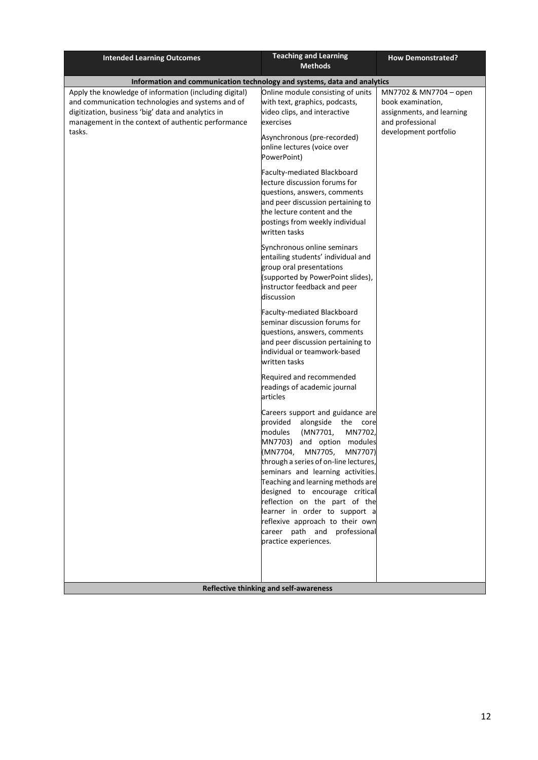| Intended Learning Outcomes | Teaching and Learning Methods | How Demonstrated? |
|---|---|---|
| **Information and communication technology and systems, data and analytics** | | |
| Apply the knowledge of information (including digital) and communication technologies and systems and of digitization, business 'big' data and analytics in management in the context of authentic performance tasks. | Online module consisting of units with text, graphics, podcasts, video clips, and interactive exercises<br><br>Asynchronous (pre-recorded) online lectures (voice over PowerPoint)<br><br>Faculty-mediated Blackboard lecture discussion forums for questions, answers, comments and peer discussion pertaining to the lecture content and the postings from weekly individual written tasks<br><br>Synchronous online seminars entailing students' individual and group oral presentations (supported by PowerPoint slides), instructor feedback and peer discussion<br><br>Faculty-mediated Blackboard seminar discussion forums for questions, answers, comments and peer discussion pertaining to individual or teamwork-based written tasks<br><br>Required and recommended readings of academic journal articles<br><br>Careers support and guidance are provided alongside the core modules (MN7701, MN7702, MN7703) and option modules (MN7704, MN7705, MN7707) through a series of on-line lectures, seminars and learning activities. Teaching and learning methods are designed to encourage critical reflection on the part of the learner in order to support a reflexive approach to their own career path and professional practice experiences. | MN7702 & MN7704 – open book examination, assignments, and learning and professional development portfolio |
| **Reflective thinking and self-awareness** | | |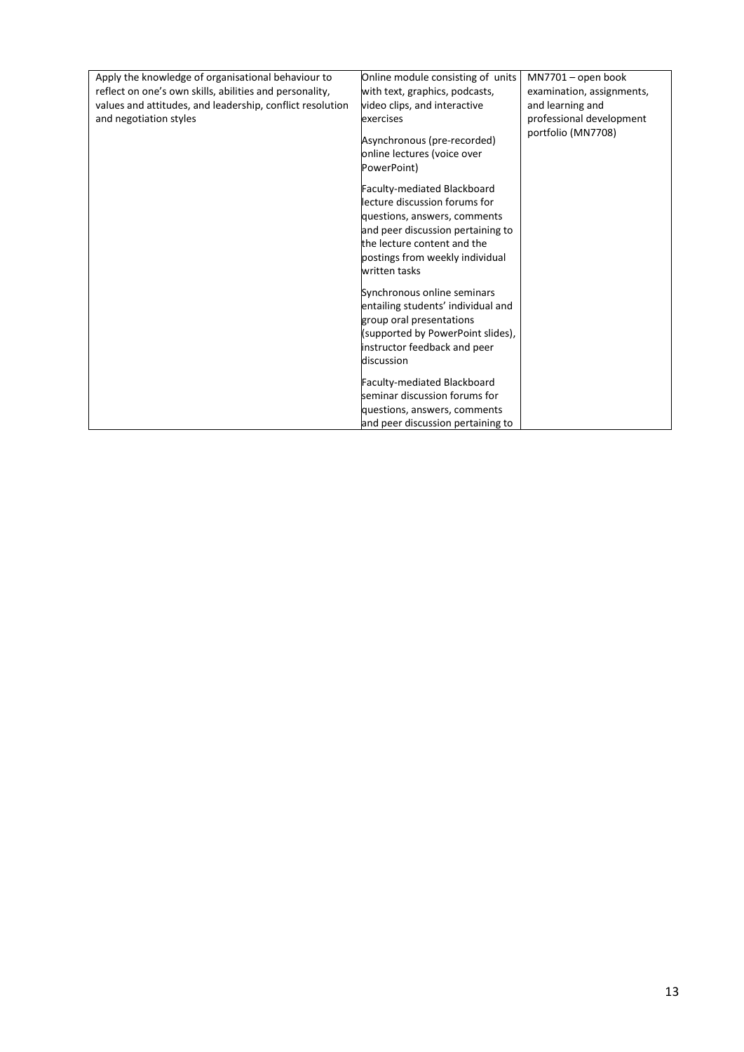| | | |
|---|---|---|
| Apply the knowledge of organisational behaviour to reflect on one's own skills, abilities and personality, values and attitudes, and leadership, conflict resolution and negotiation styles | Online module consisting of units with text, graphics, podcasts, video clips, and interactive exercises<br><br>Asynchronous (pre-recorded) online lectures (voice over PowerPoint)<br><br>Faculty-mediated Blackboard lecture discussion forums for questions, answers, comments and peer discussion pertaining to the lecture content and the postings from weekly individual written tasks<br><br>Synchronous online seminars entailing students' individual and group oral presentations (supported by PowerPoint slides), instructor feedback and peer discussion<br><br>Faculty-mediated Blackboard seminar discussion forums for questions, answers, comments and peer discussion pertaining to | MN7701 – open book examination, assignments, and learning and professional development portfolio (MN7708) |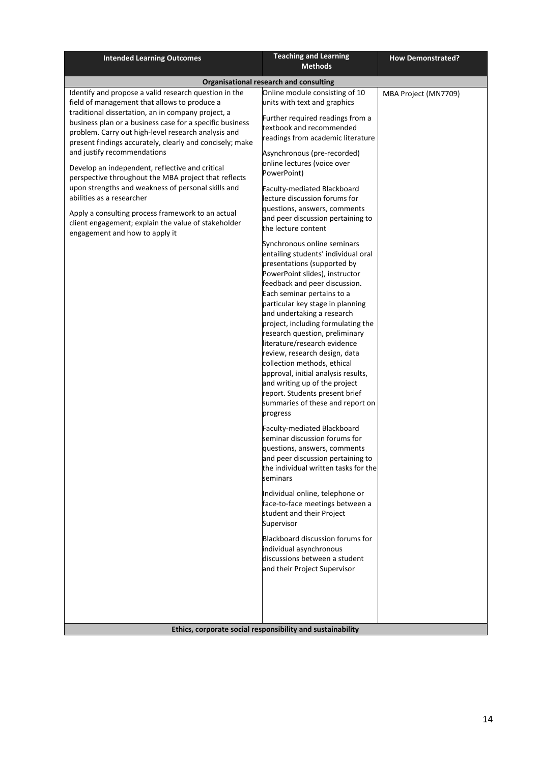| Intended Learning Outcomes | Teaching and Learning Methods | How Demonstrated? |
|---|---|---|
| **Organisational research and consulting** | | |
| Identify and propose a valid research question in the field of management that allows to produce a traditional dissertation, an in company project, a business plan or a business case for a specific business problem. Carry out high-level research analysis and present findings accurately, clearly and concisely; make and justify recommendations<br><br>Develop an independent, reflective and critical perspective throughout the MBA project that reflects upon strengths and weakness of personal skills and abilities as a researcher<br><br>Apply a consulting process framework to an actual client engagement; explain the value of stakeholder engagement and how to apply it | Online module consisting of 10 units with text and graphics<br><br>Further required readings from a textbook and recommended readings from academic literature<br><br>Asynchronous (pre-recorded) online lectures (voice over PowerPoint)<br><br>Faculty-mediated Blackboard lecture discussion forums for questions, answers, comments and peer discussion pertaining to the lecture content<br><br>Synchronous online seminars entailing students' individual oral presentations (supported by PowerPoint slides), instructor feedback and peer discussion. Each seminar pertains to a particular key stage in planning and undertaking a research project, including formulating the research question, preliminary literature/research evidence review, research design, data collection methods, ethical approval, initial analysis results, and writing up of the project report. Students present brief summaries of these and report on progress<br><br>Faculty-mediated Blackboard seminar discussion forums for questions, answers, comments and peer discussion pertaining to the individual written tasks for the seminars<br><br>Individual online, telephone or face-to-face meetings between a student and their Project Supervisor<br><br>Blackboard discussion forums for individual asynchronous discussions between a student and their Project Supervisor | MBA Project (MN7709) |
| **Ethics, corporate social responsibility and sustainability** | | |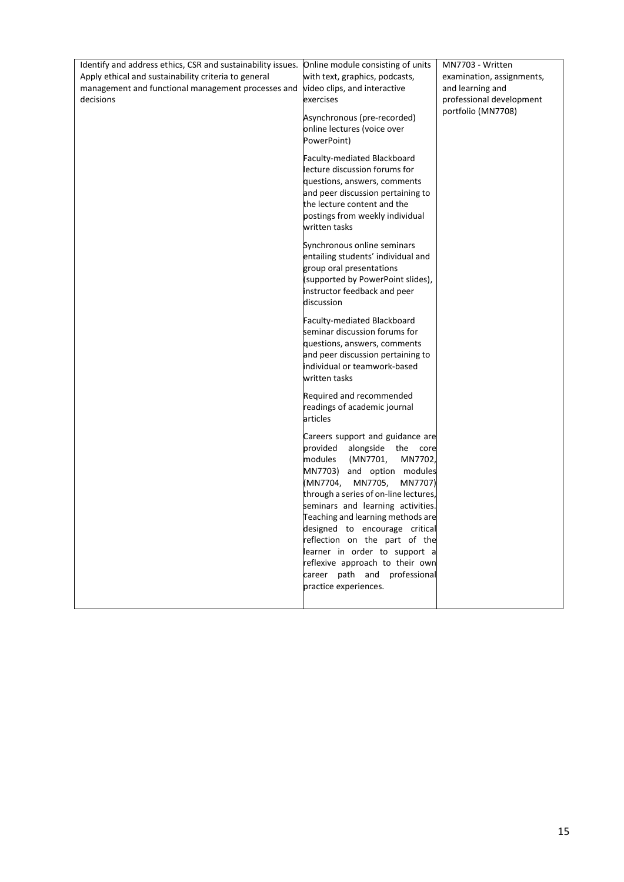| | | |
|---|---|---|
| Identify and address ethics, CSR and sustainability issues. Apply ethical and sustainability criteria to general management and functional management processes and decisions | Online module consisting of units with text, graphics, podcasts, video clips, and interactive exercises<br><br>Asynchronous (pre-recorded) online lectures (voice over PowerPoint)<br><br>Faculty-mediated Blackboard lecture discussion forums for questions, answers, comments and peer discussion pertaining to the lecture content and the postings from weekly individual written tasks<br><br>Synchronous online seminars entailing students' individual and group oral presentations (supported by PowerPoint slides), instructor feedback and peer discussion<br><br>Faculty-mediated Blackboard seminar discussion forums for questions, answers, comments and peer discussion pertaining to individual or teamwork-based written tasks<br><br>Required and recommended readings of academic journal articles<br><br>Careers support and guidance are provided alongside the core modules (MN7701, MN7702, MN7703) and option modules (MN7704, MN7705, MN7707) through a series of on-line lectures, seminars and learning activities. Teaching and learning methods are designed to encourage critical reflection on the part of the learner in order to support a reflexive approach to their own career path and professional practice experiences. | MN7703 - Written examination, assignments, and learning and professional development portfolio (MN7708) |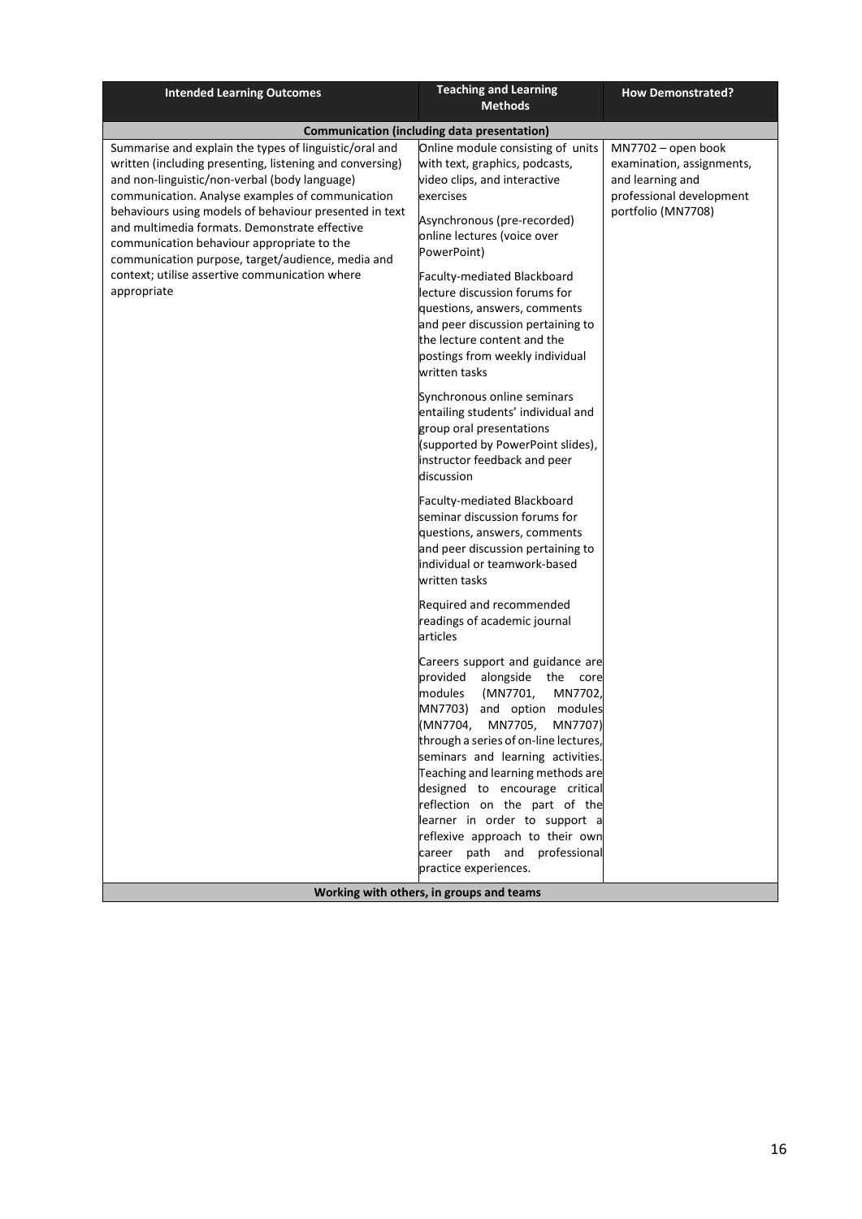| Intended Learning Outcomes | Teaching and Learning Methods | How Demonstrated? |
|---|---|---|
| **Communication (including data presentation)** | | |
| Summarise and explain the types of linguistic/oral and written (including presenting, listening and conversing) and non-linguistic/non-verbal (body language) communication. Analyse examples of communication behaviours using models of behaviour presented in text and multimedia formats. Demonstrate effective communication behaviour appropriate to the communication purpose, target/audience, media and context; utilise assertive communication where appropriate | Online module consisting of units with text, graphics, podcasts, video clips, and interactive exercises<br><br>Asynchronous (pre-recorded) online lectures (voice over PowerPoint)<br><br>Faculty-mediated Blackboard lecture discussion forums for questions, answers, comments and peer discussion pertaining to the lecture content and the postings from weekly individual written tasks<br><br>Synchronous online seminars entailing students' individual and group oral presentations (supported by PowerPoint slides), instructor feedback and peer discussion<br><br>Faculty-mediated Blackboard seminar discussion forums for questions, answers, comments and peer discussion pertaining to individual or teamwork-based written tasks<br><br>Required and recommended readings of academic journal articles<br><br>Careers support and guidance are provided alongside the core modules (MN7701, MN7702, MN7703) and option modules (MN7704, MN7705, MN7707) through a series of on-line lectures, seminars and learning activities. Teaching and learning methods are designed to encourage critical reflection on the part of the learner in order to support a reflexive approach to their own career path and professional practice experiences. | MN7702 – open book examination, assignments, and learning and professional development portfolio (MN7708) |
| **Working with others, in groups and teams** | | |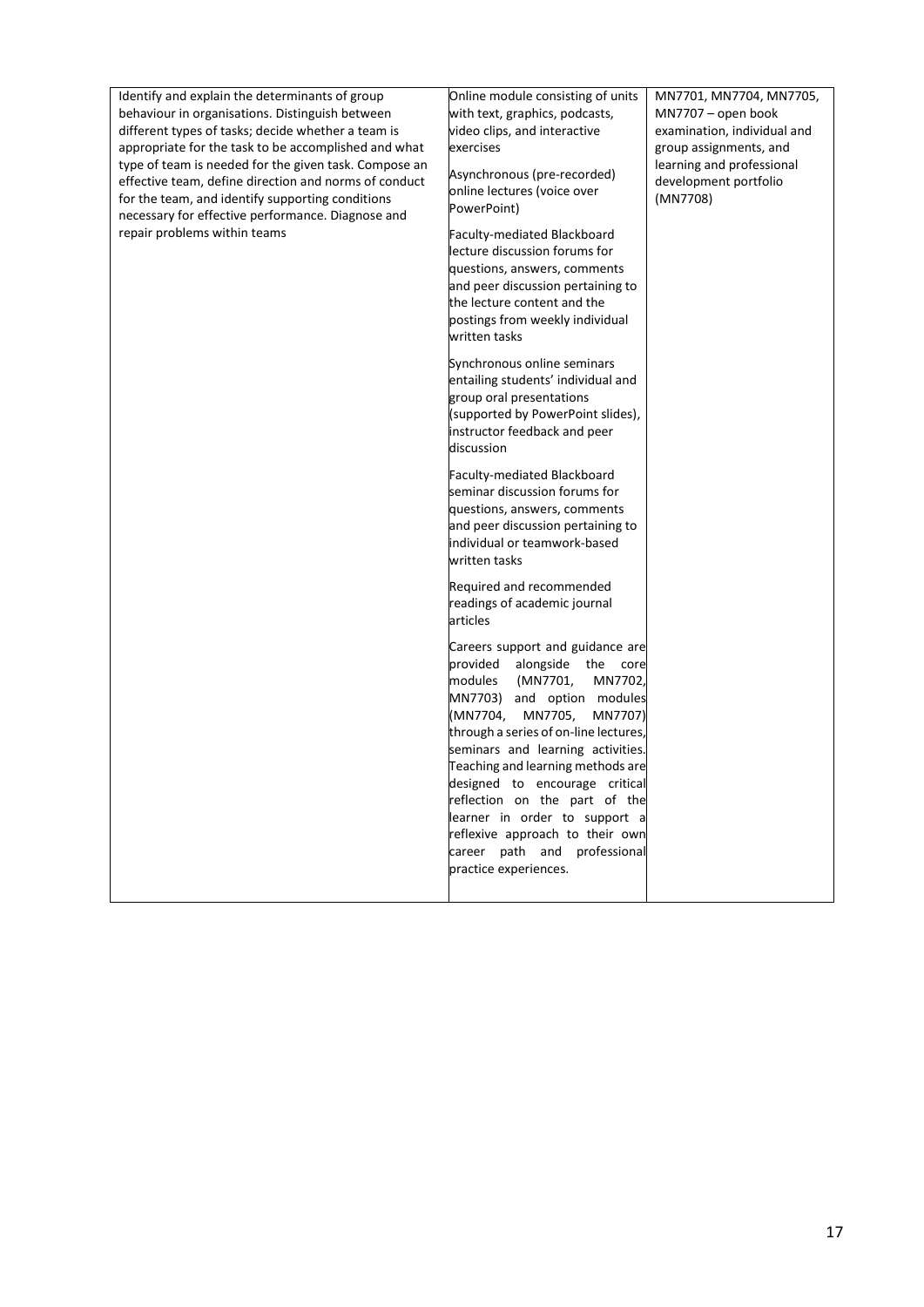| | | |
|---|---|---|
| Identify and explain the determinants of group behaviour in organisations. Distinguish between different types of tasks; decide whether a team is appropriate for the task to be accomplished and what type of team is needed for the given task. Compose an effective team, define direction and norms of conduct for the team, and identify supporting conditions necessary for effective performance. Diagnose and repair problems within teams | Online module consisting of units with text, graphics, podcasts, video clips, and interactive exercises<br><br>Asynchronous (pre-recorded) online lectures (voice over PowerPoint)<br><br>Faculty-mediated Blackboard lecture discussion forums for questions, answers, comments and peer discussion pertaining to the lecture content and the postings from weekly individual written tasks<br><br>Synchronous online seminars entailing students' individual and group oral presentations (supported by PowerPoint slides), instructor feedback and peer discussion<br><br>Faculty-mediated Blackboard seminar discussion forums for questions, answers, comments and peer discussion pertaining to individual or teamwork-based written tasks<br><br>Required and recommended readings of academic journal articles<br><br>Careers support and guidance are provided alongside the core modules (MN7701, MN7702, MN7703) and option modules (MN7704, MN7705, MN7707) through a series of on-line lectures, seminars and learning activities. Teaching and learning methods are designed to encourage critical reflection on the part of the learner in order to support a reflexive approach to their own career path and professional practice experiences. | MN7701, MN7704, MN7705, MN7707 – open book examination, individual and group assignments, and learning and professional development portfolio (MN7708) |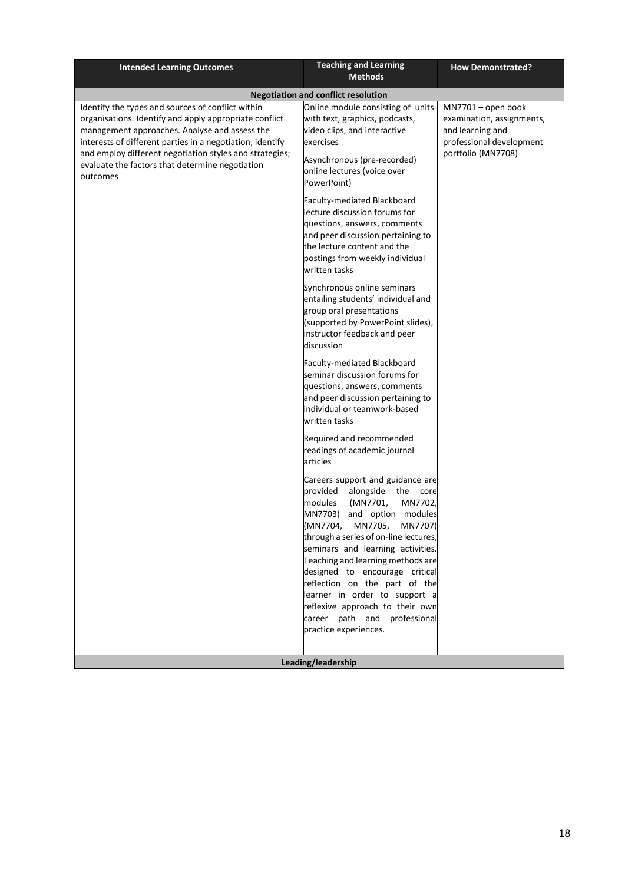| Intended Learning Outcomes | Teaching and Learning Methods | How Demonstrated? |
| --- | --- | --- |
| **Negotiation and conflict resolution** | | |
| Identify the types and sources of conflict within organisations. Identify and apply appropriate conflict management approaches. Analyse and assess the interests of different parties in a negotiation; identify and employ different negotiation styles and strategies; evaluate the factors that determine negotiation outcomes | Online module consisting of units with text, graphics, podcasts, video clips, and interactive exercises<br><br>Asynchronous (pre-recorded) online lectures (voice over PowerPoint)<br><br>Faculty-mediated Blackboard lecture discussion forums for questions, answers, comments and peer discussion pertaining to the lecture content and the postings from weekly individual written tasks<br><br>Synchronous online seminars entailing students' individual and group oral presentations (supported by PowerPoint slides), instructor feedback and peer discussion<br><br>Faculty-mediated Blackboard seminar discussion forums for questions, answers, comments and peer discussion pertaining to individual or teamwork-based written tasks<br><br>Required and recommended readings of academic journal articles<br><br>Careers support and guidance are provided alongside the core modules (MN7701, MN7702, MN7703) and option modules (MN7704, MN7705, MN7707) through a series of on-line lectures, seminars and learning activities. Teaching and learning methods are designed to encourage critical reflection on the part of the learner in order to support a reflexive approach to their own career path and professional practice experiences. | MN7701 – open book examination, assignments, and learning and professional development portfolio (MN7708) |
| **Leading/leadership** | | |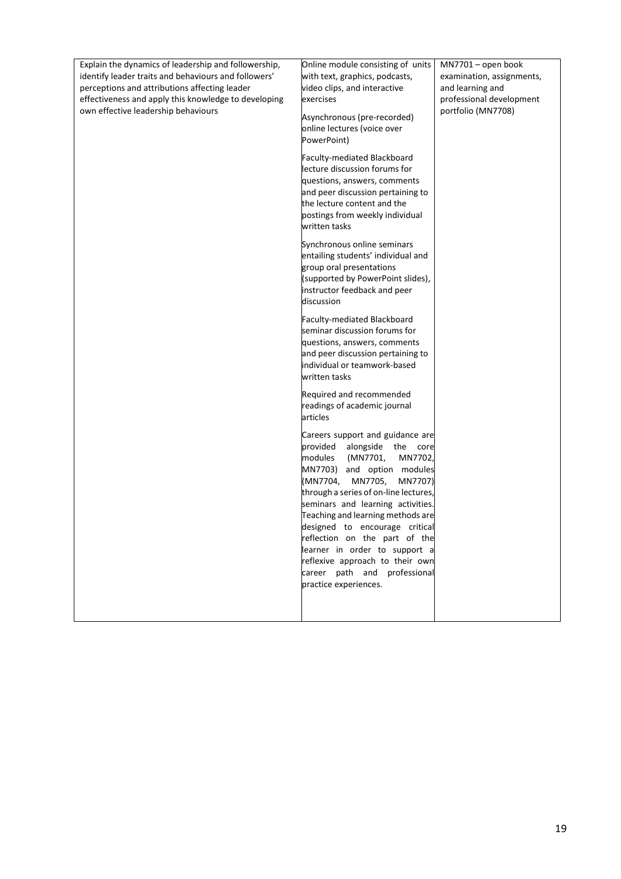| | | |
|---|---|---|
| Explain the dynamics of leadership and followership, identify leader traits and behaviours and followers' perceptions and attributions affecting leader effectiveness and apply this knowledge to developing own effective leadership behaviours | Online module consisting of units with text, graphics, podcasts, video clips, and interactive exercises<br><br>Asynchronous (pre-recorded) online lectures (voice over PowerPoint)<br><br>Faculty-mediated Blackboard lecture discussion forums for questions, answers, comments and peer discussion pertaining to the lecture content and the postings from weekly individual written tasks<br><br>Synchronous online seminars entailing students' individual and group oral presentations (supported by PowerPoint slides), instructor feedback and peer discussion<br><br>Faculty-mediated Blackboard seminar discussion forums for questions, answers, comments and peer discussion pertaining to individual or teamwork-based written tasks<br><br>Required and recommended readings of academic journal articles<br><br>Careers support and guidance are provided alongside the core modules (MN7701, MN7702, MN7703) and option modules (MN7704, MN7705, MN7707) through a series of on-line lectures, seminars and learning activities. Teaching and learning methods are designed to encourage critical reflection on the part of the learner in order to support a reflexive approach to their own career path and professional practice experiences. | MN7701 – open book examination, assignments, and learning and professional development portfolio (MN7708) |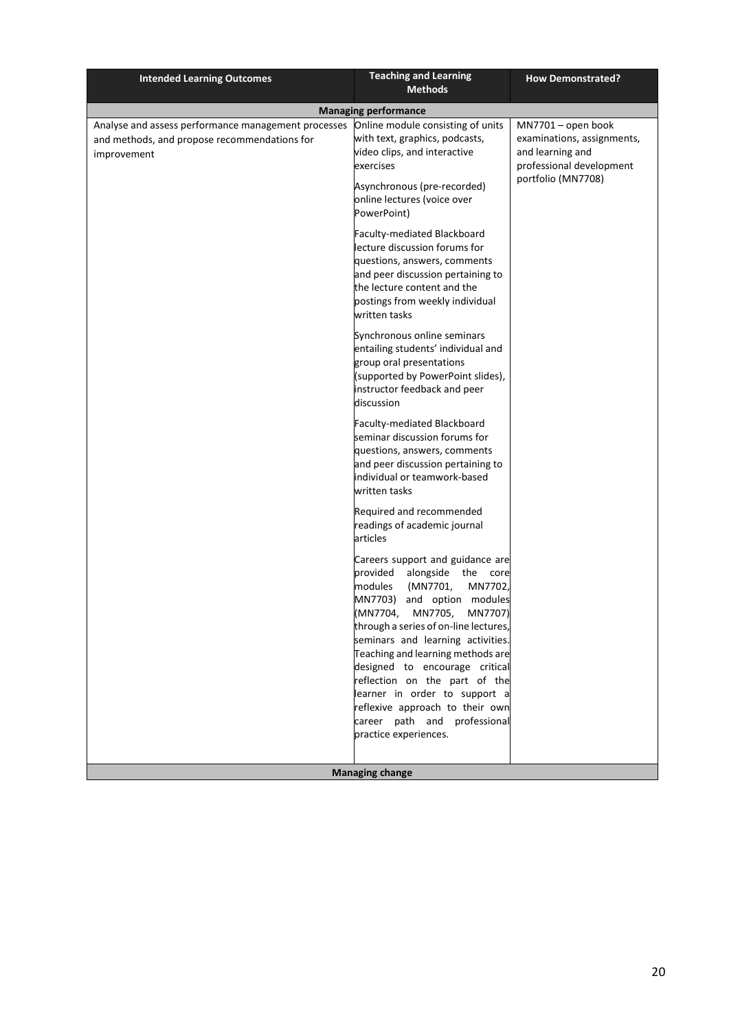| Intended Learning Outcomes | Teaching and Learning Methods | How Demonstrated? |
|---|---|---|
| **Managing performance** | | |
| Analyse and assess performance management processes and methods, and propose recommendations for improvement | Online module consisting of units with text, graphics, podcasts, video clips, and interactive exercises<br><br>Asynchronous (pre-recorded) online lectures (voice over PowerPoint)<br><br>Faculty-mediated Blackboard lecture discussion forums for questions, answers, comments and peer discussion pertaining to the lecture content and the postings from weekly individual written tasks<br><br>Synchronous online seminars entailing students' individual and group oral presentations (supported by PowerPoint slides), instructor feedback and peer discussion<br><br>Faculty-mediated Blackboard seminar discussion forums for questions, answers, comments and peer discussion pertaining to individual or teamwork-based written tasks<br><br>Required and recommended readings of academic journal articles<br><br>Careers support and guidance are provided alongside the core modules (MN7701, MN7702, MN7703) and option modules (MN7704, MN7705, MN7707) through a series of on-line lectures, seminars and learning activities. Teaching and learning methods are designed to encourage critical reflection on the part of the learner in order to support a reflexive approach to their own career path and professional practice experiences. | MN7701 – open book examinations, assignments, and learning and professional development portfolio (MN7708) |
| **Managing change** | | |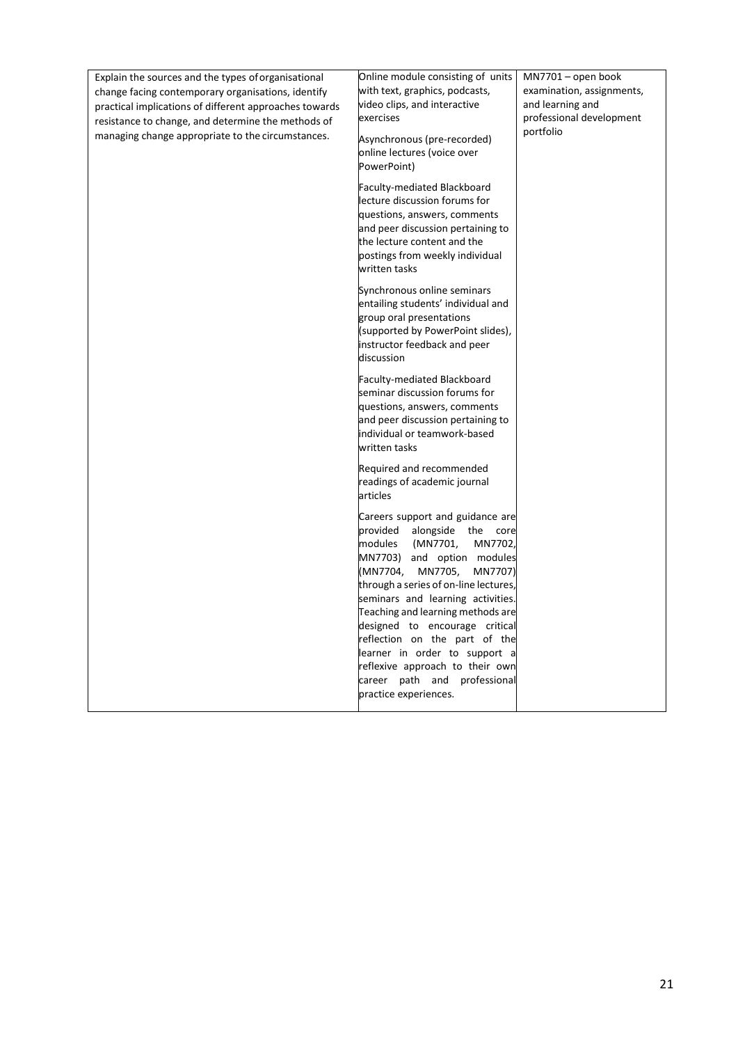| | | |
|---|---|---|
| Explain the sources and the types of organisational change facing contemporary organisations, identify practical implications of different approaches towards resistance to change, and determine the methods of managing change appropriate to the circumstances. | Online module consisting of units with text, graphics, podcasts, video clips, and interactive exercises<br><br>Asynchronous (pre-recorded) online lectures (voice over PowerPoint)<br><br>Faculty-mediated Blackboard lecture discussion forums for questions, answers, comments and peer discussion pertaining to the lecture content and the postings from weekly individual written tasks<br><br>Synchronous online seminars entailing students' individual and group oral presentations (supported by PowerPoint slides), instructor feedback and peer discussion<br><br>Faculty-mediated Blackboard seminar discussion forums for questions, answers, comments and peer discussion pertaining to individual or teamwork-based written tasks<br><br>Required and recommended readings of academic journal articles<br><br>Careers support and guidance are provided alongside the core modules (MN7701, MN7702, MN7703) and option modules (MN7704, MN7705, MN7707) through a series of on-line lectures, seminars and learning activities. Teaching and learning methods are designed to encourage critical reflection on the part of the learner in order to support a reflexive approach to their own career path and professional practice experiences. | MN7701 – open book examination, assignments, and learning and professional development portfolio |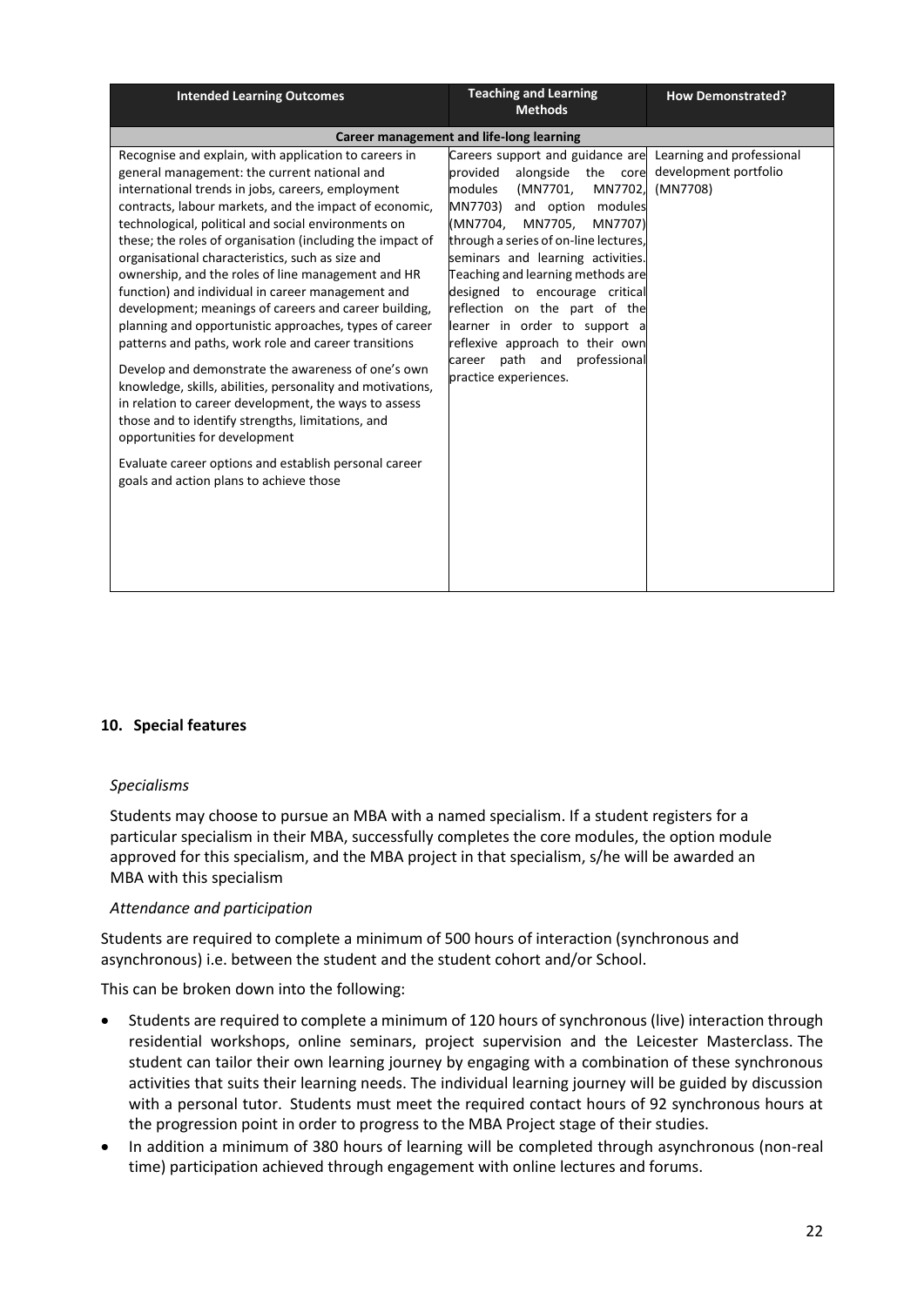| Intended Learning Outcomes | Teaching and Learning Methods | How Demonstrated? |
|---|---|---|
| **Career management and life-long learning** | | |
| Recognise and explain, with application to careers in general management: the current national and international trends in jobs, careers, employment contracts, labour markets, and the impact of economic, technological, political and social environments on these; the roles of organisation (including the impact of organisational characteristics, such as size and ownership, and the roles of line management and HR function) and individual in career management and development; meanings of careers and career building, planning and opportunistic approaches, types of career patterns and paths, work role and career transitions<br><br>Develop and demonstrate the awareness of one's own knowledge, skills, abilities, personality and motivations, in relation to career development, the ways to assess those and to identify strengths, limitations, and opportunities for development<br><br>Evaluate career options and establish personal career goals and action plans to achieve those | Careers support and guidance are provided alongside the core modules (MN7701, MN7702, MN7703) and option modules (MN7704, MN7705, MN7707) through a series of on-line lectures, seminars and learning activities. Teaching and learning methods are designed to encourage critical reflection on the part of the learner in order to support a reflexive approach to their own career path and professional practice experiences. | Learning and professional development portfolio (MN7708) |

## 10. Special features

*Specialisms*

Students may choose to pursue an MBA with a named specialism. If a student registers for a particular specialism in their MBA, successfully completes the core modules, the option module approved for this specialism, and the MBA project in that specialism, s/he will be awarded an MBA with this specialism

*Attendance and participation*

Students are required to complete a minimum of 500 hours of interaction (synchronous and asynchronous) i.e. between the student and the student cohort and/or School.

This can be broken down into the following:

- Students are required to complete a minimum of 120 hours of synchronous (live) interaction through residential workshops, online seminars, project supervision and the Leicester Masterclass. The student can tailor their own learning journey by engaging with a combination of these synchronous activities that suits their learning needs. The individual learning journey will be guided by discussion with a personal tutor. Students must meet the required contact hours of 92 synchronous hours at the progression point in order to progress to the MBA Project stage of their studies.
- In addition a minimum of 380 hours of learning will be completed through asynchronous (non-real time) participation achieved through engagement with online lectures and forums.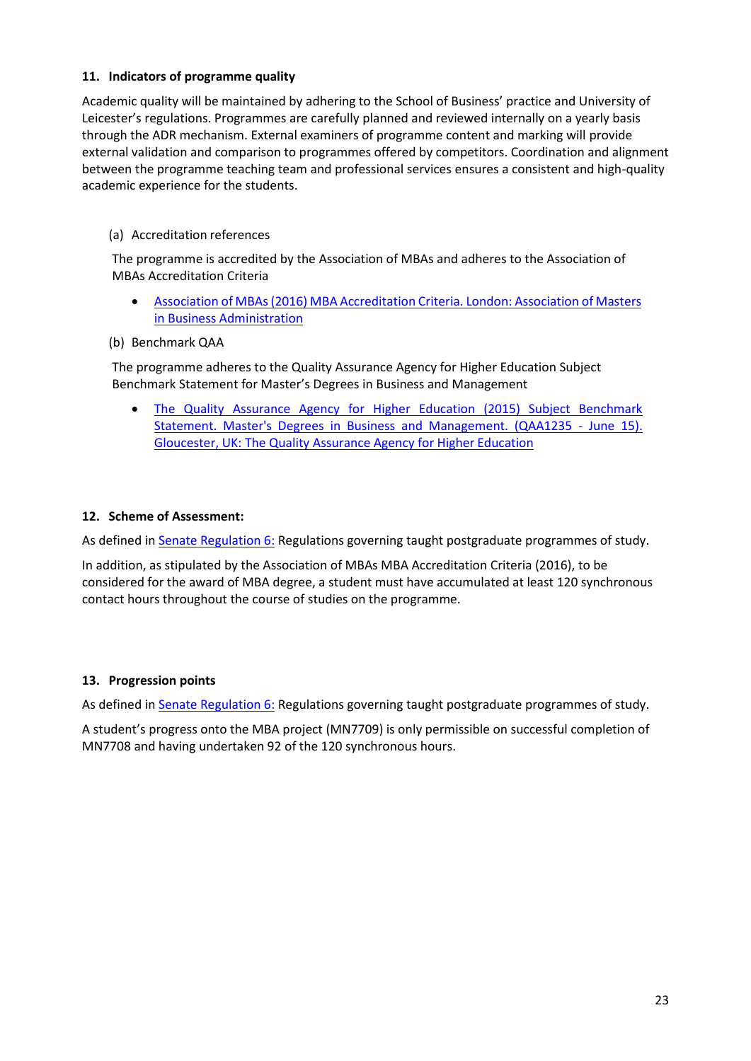### 11. Indicators of programme quality

Academic quality will be maintained by adhering to the School of Business' practice and University of Leicester's regulations. Programmes are carefully planned and reviewed internally on a yearly basis through the ADR mechanism. External examiners of programme content and marking will provide external validation and comparison to programmes offered by competitors. Coordination and alignment between the programme teaching team and professional services ensures a consistent and high-quality academic experience for the students.

(a) Accreditation references

The programme is accredited by the Association of MBAs and adheres to the Association of MBAs Accreditation Criteria

- Association of MBAs (2016) MBA Accreditation Criteria. London: Association of Masters in Business Administration

(b) Benchmark QAA

The programme adheres to the Quality Assurance Agency for Higher Education Subject Benchmark Statement for Master's Degrees in Business and Management

- The Quality Assurance Agency for Higher Education (2015) Subject Benchmark Statement. Master's Degrees in Business and Management. (QAA1235 - June 15). Gloucester, UK: The Quality Assurance Agency for Higher Education

### 12. Scheme of Assessment:

As defined in Senate Regulation 6: Regulations governing taught postgraduate programmes of study.

In addition, as stipulated by the Association of MBAs MBA Accreditation Criteria (2016), to be considered for the award of MBA degree, a student must have accumulated at least 120 synchronous contact hours throughout the course of studies on the programme.

### 13. Progression points

As defined in Senate Regulation 6: Regulations governing taught postgraduate programmes of study.

A student's progress onto the MBA project (MN7709) is only permissible on successful completion of MN7708 and having undertaken 92 of the 120 synchronous hours.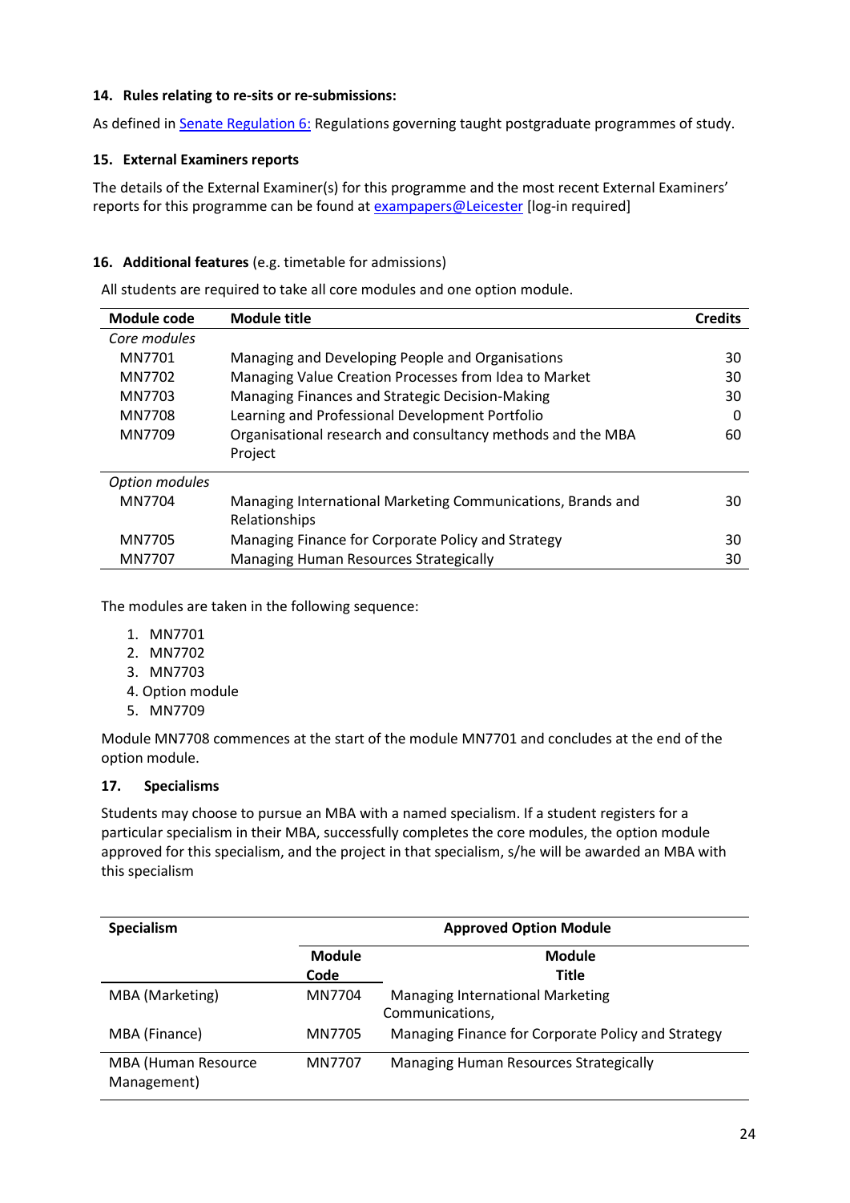### 14. Rules relating to re-sits or re-submissions:

As defined in [Senate Regulation 6:] Regulations governing taught postgraduate programmes of study.

### 15. External Examiners reports

The details of the External Examiner(s) for this programme and the most recent External Examiners' reports for this programme can be found at [exampapers@Leicester] [log-in required]

### 16. Additional features (e.g. timetable for admissions)

All students are required to take all core modules and one option module.

| Module code | Module title | Credits |
|---|---|---|
| *Core modules* | | |
| MN7701 | Managing and Developing People and Organisations | 30 |
| MN7702 | Managing Value Creation Processes from Idea to Market | 30 |
| MN7703 | Managing Finances and Strategic Decision-Making | 30 |
| MN7708 | Learning and Professional Development Portfolio | 0 |
| MN7709 | Organisational research and consultancy methods and the MBA Project | 60 |
| *Option modules* | | |
| MN7704 | Managing International Marketing Communications, Brands and Relationships | 30 |
| MN7705 | Managing Finance for Corporate Policy and Strategy | 30 |
| MN7707 | Managing Human Resources Strategically | 30 |

The modules are taken in the following sequence:

1. MN7701
2. MN7702
3. MN7703
4. Option module
5. MN7709

Module MN7708 commences at the start of the module MN7701 and concludes at the end of the option module.

### 17. Specialisms

Students may choose to pursue an MBA with a named specialism. If a student registers for a particular specialism in their MBA, successfully completes the core modules, the option module approved for this specialism, and the project in that specialism, s/he will be awarded an MBA with this specialism

| Specialism | Approved Option Module | |
|---|---|---|
| | Module Code | Module Title |
| MBA (Marketing) | MN7704 | Managing International Marketing Communications, |
| MBA (Finance) | MN7705 | Managing Finance for Corporate Policy and Strategy |
| MBA (Human Resource Management) | MN7707 | Managing Human Resources Strategically |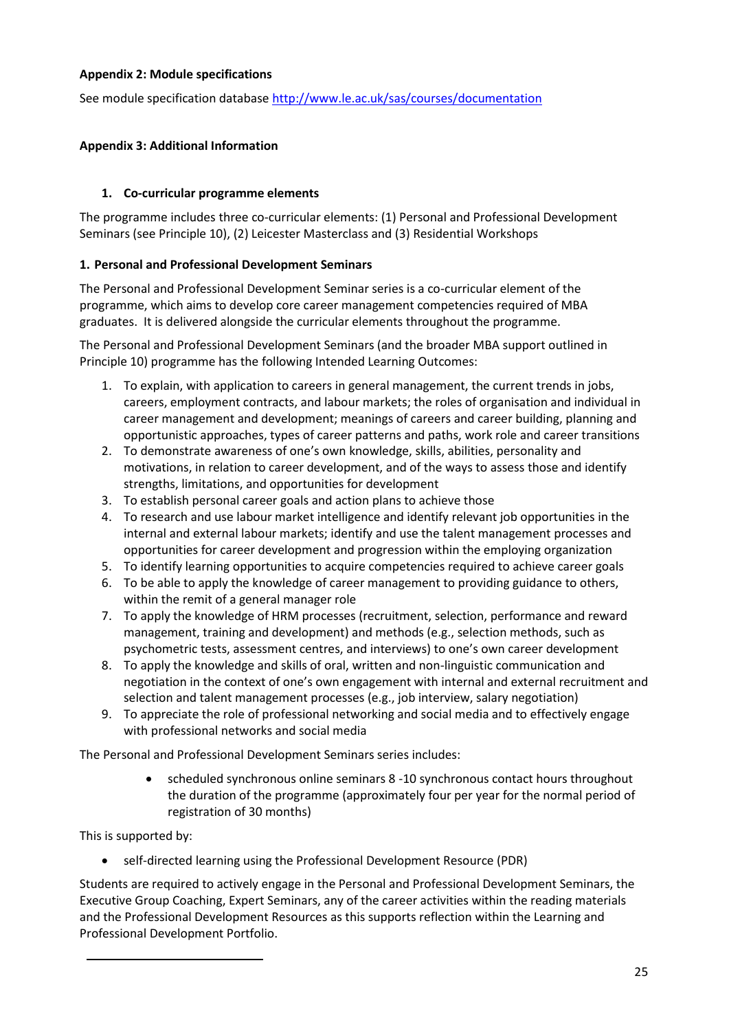**Appendix 2: Module specifications**

See module specification database http://www.le.ac.uk/sas/courses/documentation

**Appendix 3: Additional Information**

1. **Co-curricular programme elements**

The programme includes three co-curricular elements: (1) Personal and Professional Development Seminars (see Principle 10), (2) Leicester Masterclass and (3) Residential Workshops

**1. Personal and Professional Development Seminars**

The Personal and Professional Development Seminar series is a co-curricular element of the programme, which aims to develop core career management competencies required of MBA graduates. It is delivered alongside the curricular elements throughout the programme.

The Personal and Professional Development Seminars (and the broader MBA support outlined in Principle 10) programme has the following Intended Learning Outcomes:

1. To explain, with application to careers in general management, the current trends in jobs, careers, employment contracts, and labour markets; the roles of organisation and individual in career management and development; meanings of careers and career building, planning and opportunistic approaches, types of career patterns and paths, work role and career transitions
2. To demonstrate awareness of one's own knowledge, skills, abilities, personality and motivations, in relation to career development, and of the ways to assess those and identify strengths, limitations, and opportunities for development
3. To establish personal career goals and action plans to achieve those
4. To research and use labour market intelligence and identify relevant job opportunities in the internal and external labour markets; identify and use the talent management processes and opportunities for career development and progression within the employing organization
5. To identify learning opportunities to acquire competencies required to achieve career goals
6. To be able to apply the knowledge of career management to providing guidance to others, within the remit of a general manager role
7. To apply the knowledge of HRM processes (recruitment, selection, performance and reward management, training and development) and methods (e.g., selection methods, such as psychometric tests, assessment centres, and interviews) to one's own career development
8. To apply the knowledge and skills of oral, written and non-linguistic communication and negotiation in the context of one's own engagement with internal and external recruitment and selection and talent management processes (e.g., job interview, salary negotiation)
9. To appreciate the role of professional networking and social media and to effectively engage with professional networks and social media

The Personal and Professional Development Seminars series includes:

- scheduled synchronous online seminars 8 -10 synchronous contact hours throughout the duration of the programme (approximately four per year for the normal period of registration of 30 months)

This is supported by:

- self-directed learning using the Professional Development Resource (PDR)

Students are required to actively engage in the Personal and Professional Development Seminars, the Executive Group Coaching, Expert Seminars, any of the career activities within the reading materials and the Professional Development Resources as this supports reflection within the Learning and Professional Development Portfolio.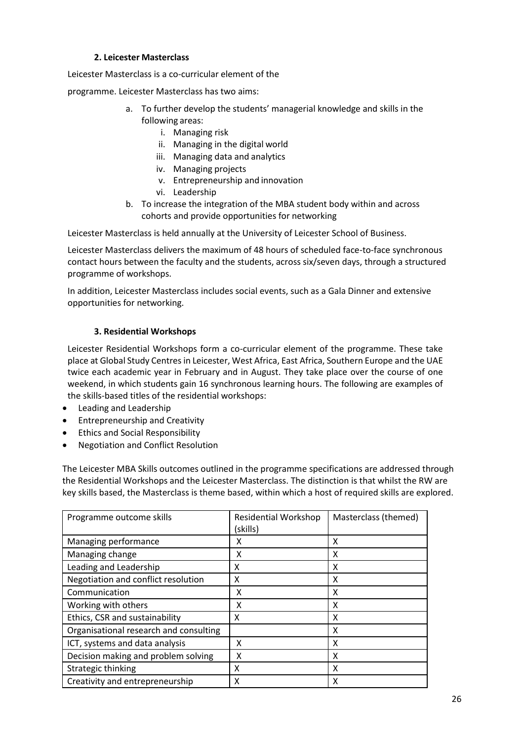### 2. Leicester Masterclass

Leicester Masterclass is a co-curricular element of the

programme. Leicester Masterclass has two aims:

a. To further develop the students' managerial knowledge and skills in the following areas:
   i. Managing risk
   ii. Managing in the digital world
   iii. Managing data and analytics
   iv. Managing projects
   v. Entrepreneurship and innovation
   vi. Leadership
b. To increase the integration of the MBA student body within and across cohorts and provide opportunities for networking

Leicester Masterclass is held annually at the University of Leicester School of Business.

Leicester Masterclass delivers the maximum of 48 hours of scheduled face-to-face synchronous contact hours between the faculty and the students, across six/seven days, through a structured programme of workshops.

In addition, Leicester Masterclass includes social events, such as a Gala Dinner and extensive opportunities for networking.

### 3. Residential Workshops

Leicester Residential Workshops form a co-curricular element of the programme. These take place at Global Study Centres in Leicester, West Africa, East Africa, Southern Europe and the UAE twice each academic year in February and in August. They take place over the course of one weekend, in which students gain 16 synchronous learning hours. The following are examples of the skills-based titles of the residential workshops:

- Leading and Leadership
- Entrepreneurship and Creativity
- Ethics and Social Responsibility
- Negotiation and Conflict Resolution

The Leicester MBA Skills outcomes outlined in the programme specifications are addressed through the Residential Workshops and the Leicester Masterclass. The distinction is that whilst the RW are key skills based, the Masterclass is theme based, within which a host of required skills are explored.

| Programme outcome skills | Residential Workshop (skills) | Masterclass (themed) |
|---|---|---|
| Managing performance | X | X |
| Managing change | X | X |
| Leading and Leadership | X | X |
| Negotiation and conflict resolution | X | X |
| Communication | X | X |
| Working with others | X | X |
| Ethics, CSR and sustainability | X | X |
| Organisational research and consulting | | X |
| ICT, systems and data analysis | X | X |
| Decision making and problem solving | X | X |
| Strategic thinking | X | X |
| Creativity and entrepreneurship | X | X |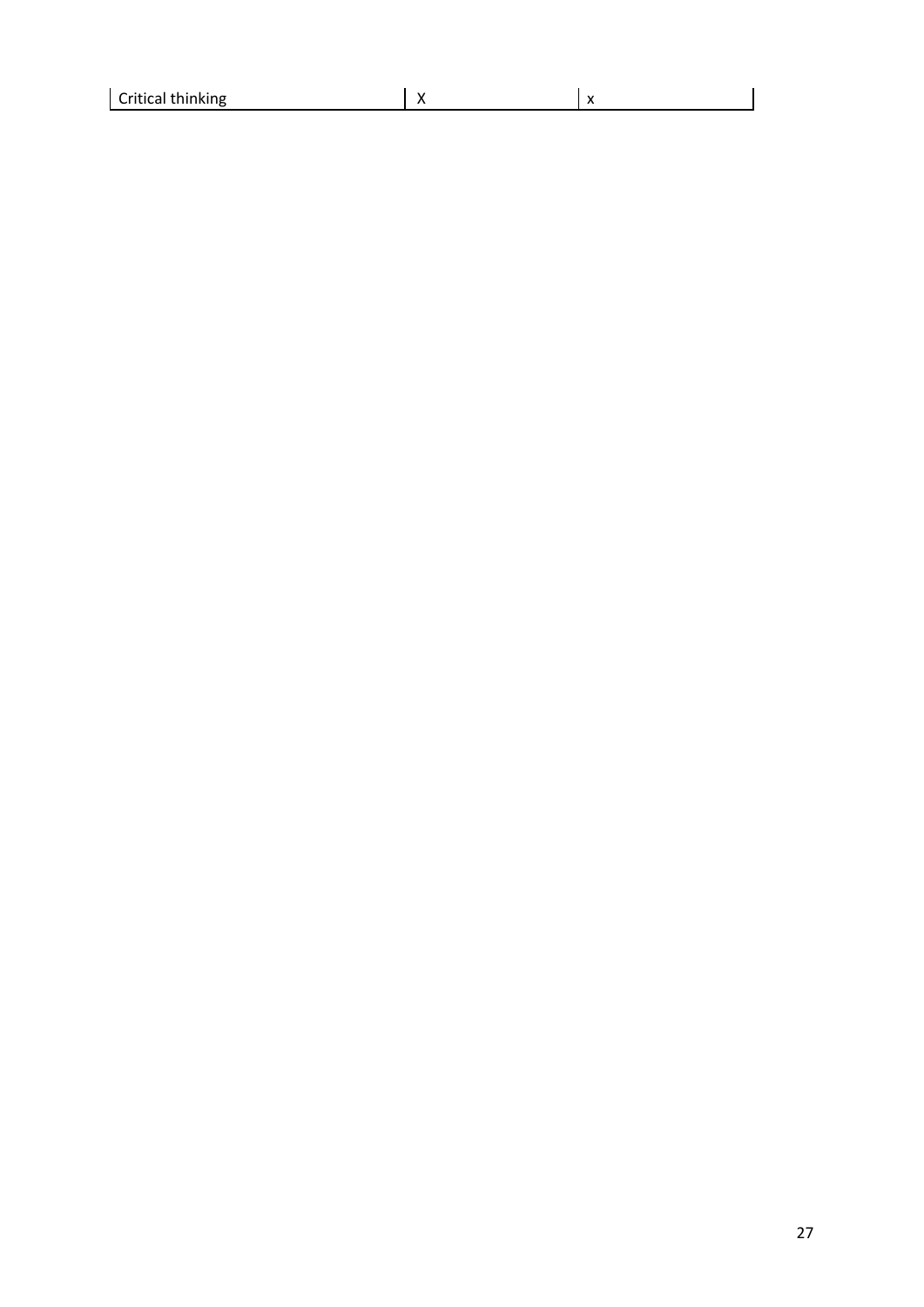| | | |
|---|---|---|
| Critical thinking | X | x |